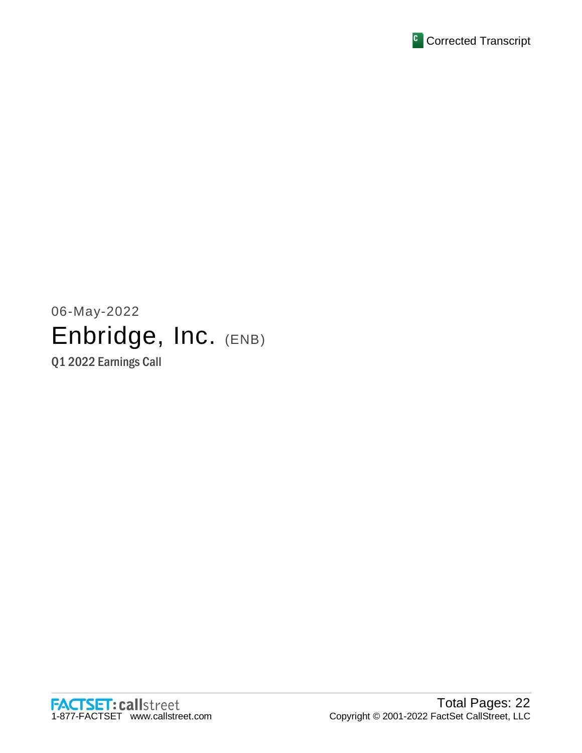Corrected Transcript

06-May-2022

# Enbridge, Inc. (ENB)

## Q1 2022 Earnings Call

Total Pages: 22

Copyright © 2001-2022 FactSet CallStreet, LLC

FACTSET: callstreet

1-877-FACTSET www.callstreet.com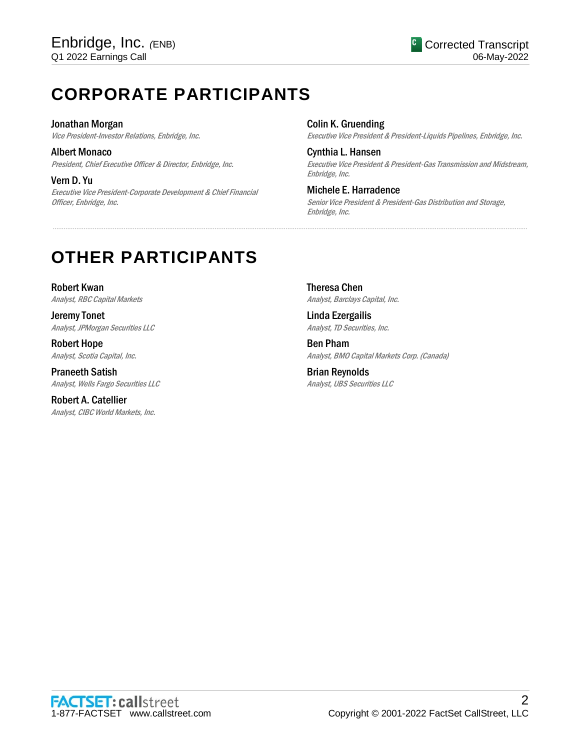# CORPORATE PARTICIPANTS

**Jonathan Morgan**
*Vice President-Investor Relations, Enbridge, Inc.*

**Albert Monaco**
*President, Chief Executive Officer & Director, Enbridge, Inc.*

**Vern D. Yu**
*Executive Vice President-Corporate Development & Chief Financial Officer, Enbridge, Inc.*

**Colin K. Gruending**
*Executive Vice President & President-Liquids Pipelines, Enbridge, Inc.*

**Cynthia L. Hansen**
*Executive Vice President & President-Gas Transmission and Midstream, Enbridge, Inc.*

**Michele E. Harradence**
*Senior Vice President & President-Gas Distribution and Storage, Enbridge, Inc.*

# OTHER PARTICIPANTS

**Robert Kwan**
*Analyst, RBC Capital Markets*

**Jeremy Tonet**
*Analyst, JPMorgan Securities LLC*

**Robert Hope**
*Analyst, Scotia Capital, Inc.*

**Praneeth Satish**
*Analyst, Wells Fargo Securities LLC*

**Robert A. Catellier**
*Analyst, CIBC World Markets, Inc.*

**Theresa Chen**
*Analyst, Barclays Capital, Inc.*

**Linda Ezergailis**
*Analyst, TD Securities, Inc.*

**Ben Pham**
*Analyst, BMO Capital Markets Corp. (Canada)*

**Brian Reynolds**
*Analyst, UBS Securities LLC*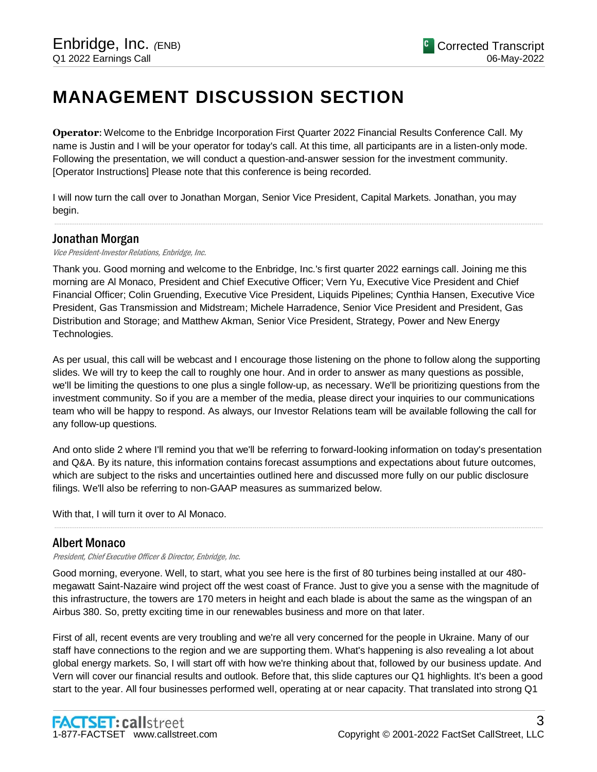# MANAGEMENT DISCUSSION SECTION

**Operator**: Welcome to the Enbridge Incorporation First Quarter 2022 Financial Results Conference Call. My name is Justin and I will be your operator for today's call. At this time, all participants are in a listen-only mode. Following the presentation, we will conduct a question-and-answer session for the investment community. [Operator Instructions] Please note that this conference is being recorded.

I will now turn the call over to Jonathan Morgan, Senior Vice President, Capital Markets. Jonathan, you may begin.

## Jonathan Morgan

*Vice President-Investor Relations, Enbridge, Inc.*

Thank you. Good morning and welcome to the Enbridge, Inc.'s first quarter 2022 earnings call. Joining me this morning are Al Monaco, President and Chief Executive Officer; Vern Yu, Executive Vice President and Chief Financial Officer; Colin Gruending, Executive Vice President, Liquids Pipelines; Cynthia Hansen, Executive Vice President, Gas Transmission and Midstream; Michele Harradence, Senior Vice President and President, Gas Distribution and Storage; and Matthew Akman, Senior Vice President, Strategy, Power and New Energy Technologies.

As per usual, this call will be webcast and I encourage those listening on the phone to follow along the supporting slides. We will try to keep the call to roughly one hour. And in order to answer as many questions as possible, we'll be limiting the questions to one plus a single follow-up, as necessary. We'll be prioritizing questions from the investment community. So if you are a member of the media, please direct your inquiries to our communications team who will be happy to respond. As always, our Investor Relations team will be available following the call for any follow-up questions.

And onto slide 2 where I'll remind you that we'll be referring to forward-looking information on today's presentation and Q&A. By its nature, this information contains forecast assumptions and expectations about future outcomes, which are subject to the risks and uncertainties outlined here and discussed more fully on our public disclosure filings. We'll also be referring to non-GAAP measures as summarized below.

With that, I will turn it over to Al Monaco.

## Albert Monaco

*President, Chief Executive Officer & Director, Enbridge, Inc.*

Good morning, everyone. Well, to start, what you see here is the first of 80 turbines being installed at our 480-megawatt Saint-Nazaire wind project off the west coast of France. Just to give you a sense with the magnitude of this infrastructure, the towers are 170 meters in height and each blade is about the same as the wingspan of an Airbus 380. So, pretty exciting time in our renewables business and more on that later.

First of all, recent events are very troubling and we're all very concerned for the people in Ukraine. Many of our staff have connections to the region and we are supporting them. What's happening is also revealing a lot about global energy markets. So, I will start off with how we're thinking about that, followed by our business update. And Vern will cover our financial results and outlook. Before that, this slide captures our Q1 highlights. It's been a good start to the year. All four businesses performed well, operating at or near capacity. That translated into strong Q1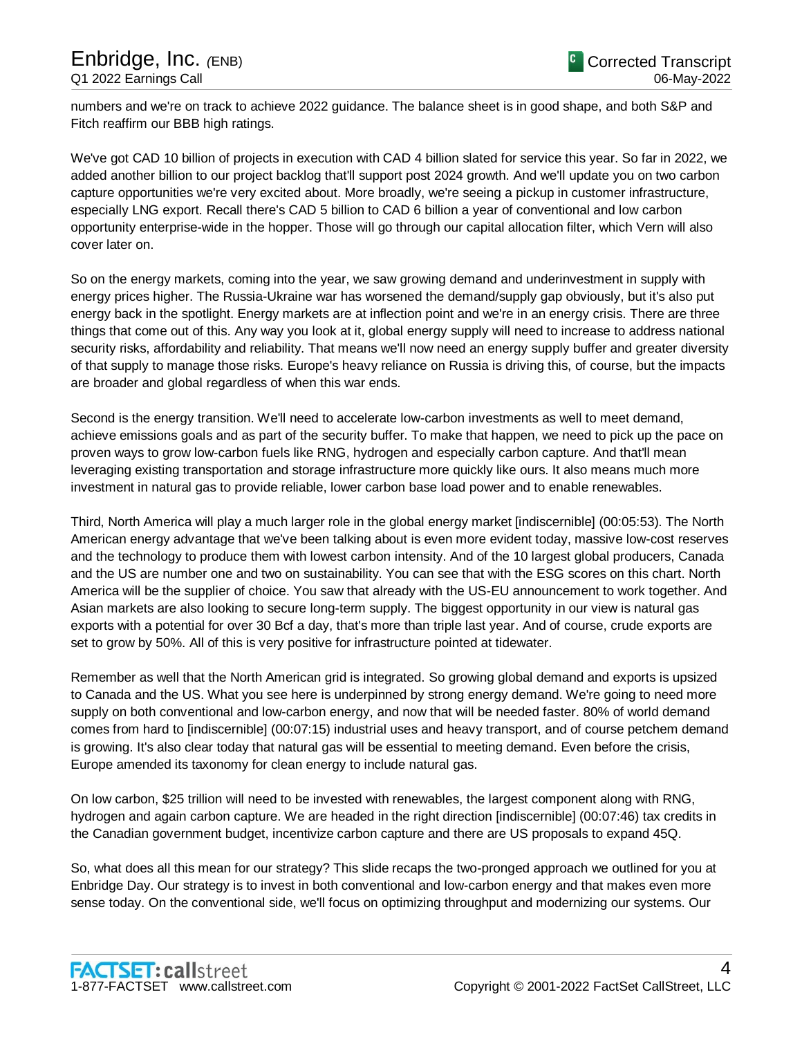numbers and we're on track to achieve 2022 guidance. The balance sheet is in good shape, and both S&P and Fitch reaffirm our BBB high ratings.

We've got CAD 10 billion of projects in execution with CAD 4 billion slated for service this year. So far in 2022, we added another billion to our project backlog that'll support post 2024 growth. And we'll update you on two carbon capture opportunities we're very excited about. More broadly, we're seeing a pickup in customer infrastructure, especially LNG export. Recall there's CAD 5 billion to CAD 6 billion a year of conventional and low carbon opportunity enterprise-wide in the hopper. Those will go through our capital allocation filter, which Vern will also cover later on.

So on the energy markets, coming into the year, we saw growing demand and underinvestment in supply with energy prices higher. The Russia-Ukraine war has worsened the demand/supply gap obviously, but it's also put energy back in the spotlight. Energy markets are at inflection point and we're in an energy crisis. There are three things that come out of this. Any way you look at it, global energy supply will need to increase to address national security risks, affordability and reliability. That means we'll now need an energy supply buffer and greater diversity of that supply to manage those risks. Europe's heavy reliance on Russia is driving this, of course, but the impacts are broader and global regardless of when this war ends.

Second is the energy transition. We'll need to accelerate low-carbon investments as well to meet demand, achieve emissions goals and as part of the security buffer. To make that happen, we need to pick up the pace on proven ways to grow low-carbon fuels like RNG, hydrogen and especially carbon capture. And that'll mean leveraging existing transportation and storage infrastructure more quickly like ours. It also means much more investment in natural gas to provide reliable, lower carbon base load power and to enable renewables.

Third, North America will play a much larger role in the global energy market [indiscernible] (00:05:53). The North American energy advantage that we've been talking about is even more evident today, massive low-cost reserves and the technology to produce them with lowest carbon intensity. And of the 10 largest global producers, Canada and the US are number one and two on sustainability. You can see that with the ESG scores on this chart. North America will be the supplier of choice. You saw that already with the US-EU announcement to work together. And Asian markets are also looking to secure long-term supply. The biggest opportunity in our view is natural gas exports with a potential for over 30 Bcf a day, that's more than triple last year. And of course, crude exports are set to grow by 50%. All of this is very positive for infrastructure pointed at tidewater.

Remember as well that the North American grid is integrated. So growing global demand and exports is upsized to Canada and the US. What you see here is underpinned by strong energy demand. We're going to need more supply on both conventional and low-carbon energy, and now that will be needed faster. 80% of world demand comes from hard to [indiscernible] (00:07:15) industrial uses and heavy transport, and of course petchem demand is growing. It's also clear today that natural gas will be essential to meeting demand. Even before the crisis, Europe amended its taxonomy for clean energy to include natural gas.

On low carbon, $25 trillion will need to be invested with renewables, the largest component along with RNG, hydrogen and again carbon capture. We are headed in the right direction [indiscernible] (00:07:46) tax credits in the Canadian government budget, incentivize carbon capture and there are US proposals to expand 45Q.

So, what does all this mean for our strategy? This slide recaps the two-pronged approach we outlined for you at Enbridge Day. Our strategy is to invest in both conventional and low-carbon energy and that makes even more sense today. On the conventional side, we'll focus on optimizing throughput and modernizing our systems. Our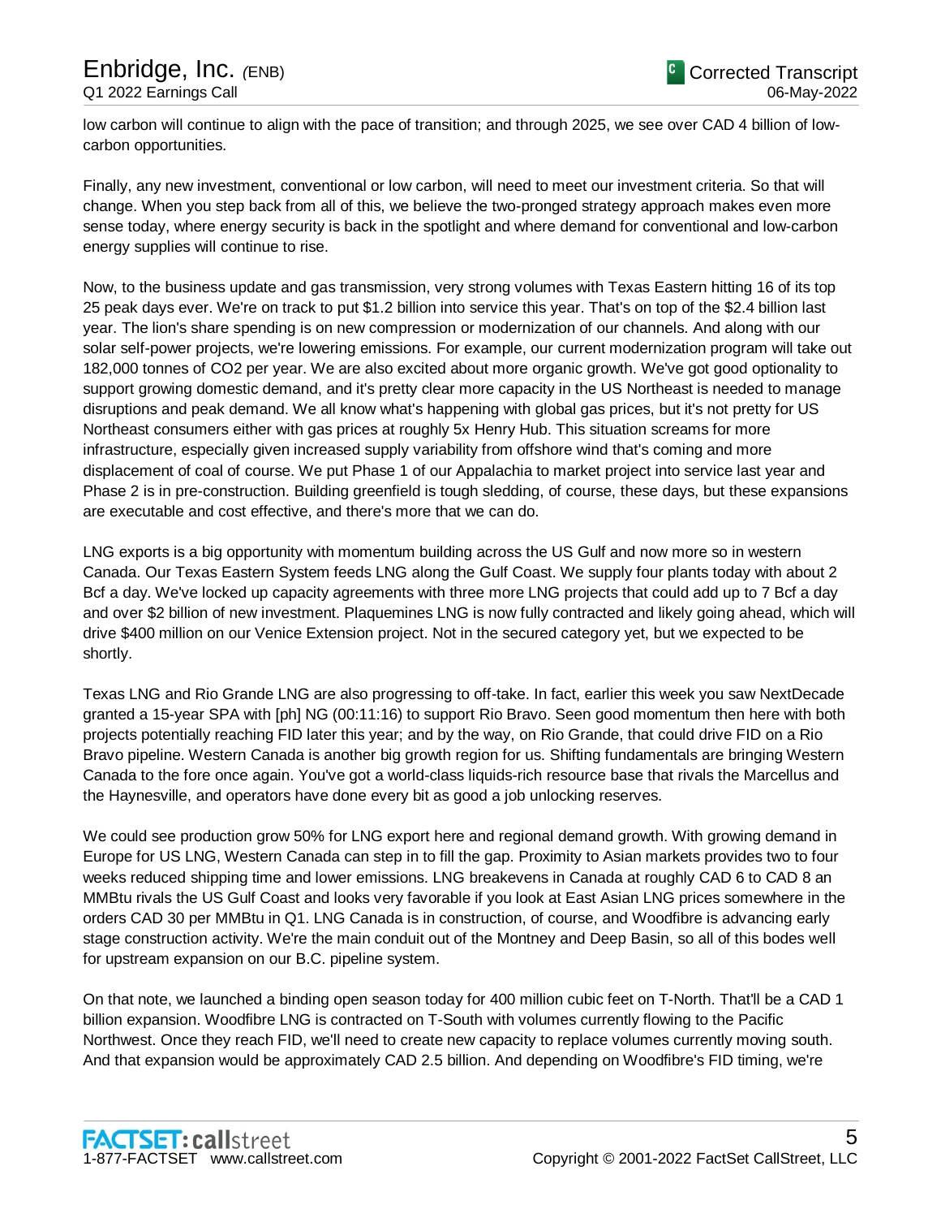low carbon will continue to align with the pace of transition; and through 2025, we see over CAD 4 billion of low-carbon opportunities.

Finally, any new investment, conventional or low carbon, will need to meet our investment criteria. So that will change. When you step back from all of this, we believe the two-pronged strategy approach makes even more sense today, where energy security is back in the spotlight and where demand for conventional and low-carbon energy supplies will continue to rise.

Now, to the business update and gas transmission, very strong volumes with Texas Eastern hitting 16 of its top 25 peak days ever. We're on track to put $1.2 billion into service this year. That's on top of the $2.4 billion last year. The lion's share spending is on new compression or modernization of our channels. And along with our solar self-power projects, we're lowering emissions. For example, our current modernization program will take out 182,000 tonnes of $CO_2$ per year. We are also excited about more organic growth. We've got good optionality to support growing domestic demand, and it's pretty clear more capacity in the US Northeast is needed to manage disruptions and peak demand. We all know what's happening with global gas prices, but it's not pretty for US Northeast consumers either with gas prices at roughly 5x Henry Hub. This situation screams for more infrastructure, especially given increased supply variability from offshore wind that's coming and more displacement of coal of course. We put Phase 1 of our Appalachia to market project into service last year and Phase 2 is in pre-construction. Building greenfield is tough sledding, of course, these days, but these expansions are executable and cost effective, and there's more that we can do.

LNG exports is a big opportunity with momentum building across the US Gulf and now more so in western Canada. Our Texas Eastern System feeds LNG along the Gulf Coast. We supply four plants today with about 2 Bcf a day. We've locked up capacity agreements with three more LNG projects that could add up to 7 Bcf a day and over $2 billion of new investment. Plaquemines LNG is now fully contracted and likely going ahead, which will drive $400 million on our Venice Extension project. Not in the secured category yet, but we expected to be shortly.

Texas LNG and Rio Grande LNG are also progressing to off-take. In fact, earlier this week you saw NextDecade granted a 15-year SPA with [ph] NG (00:11:16) to support Rio Bravo. Seen good momentum then here with both projects potentially reaching FID later this year; and by the way, on Rio Grande, that could drive FID on a Rio Bravo pipeline. Western Canada is another big growth region for us. Shifting fundamentals are bringing Western Canada to the fore once again. You've got a world-class liquids-rich resource base that rivals the Marcellus and the Haynesville, and operators have done every bit as good a job unlocking reserves.

We could see production grow 50% for LNG export here and regional demand growth. With growing demand in Europe for US LNG, Western Canada can step in to fill the gap. Proximity to Asian markets provides two to four weeks reduced shipping time and lower emissions. LNG breakevens in Canada at roughly CAD 6 to CAD 8 an MMBtu rivals the US Gulf Coast and looks very favorable if you look at East Asian LNG prices somewhere in the orders CAD 30 per MMBtu in Q1. LNG Canada is in construction, of course, and Woodfibre is advancing early stage construction activity. We're the main conduit out of the Montney and Deep Basin, so all of this bodes well for upstream expansion on our B.C. pipeline system.

On that note, we launched a binding open season today for 400 million cubic feet on T-North. That'll be a CAD 1 billion expansion. Woodfibre LNG is contracted on T-South with volumes currently flowing to the Pacific Northwest. Once they reach FID, we'll need to create new capacity to replace volumes currently moving south. And that expansion would be approximately CAD 2.5 billion. And depending on Woodfibre's FID timing, we're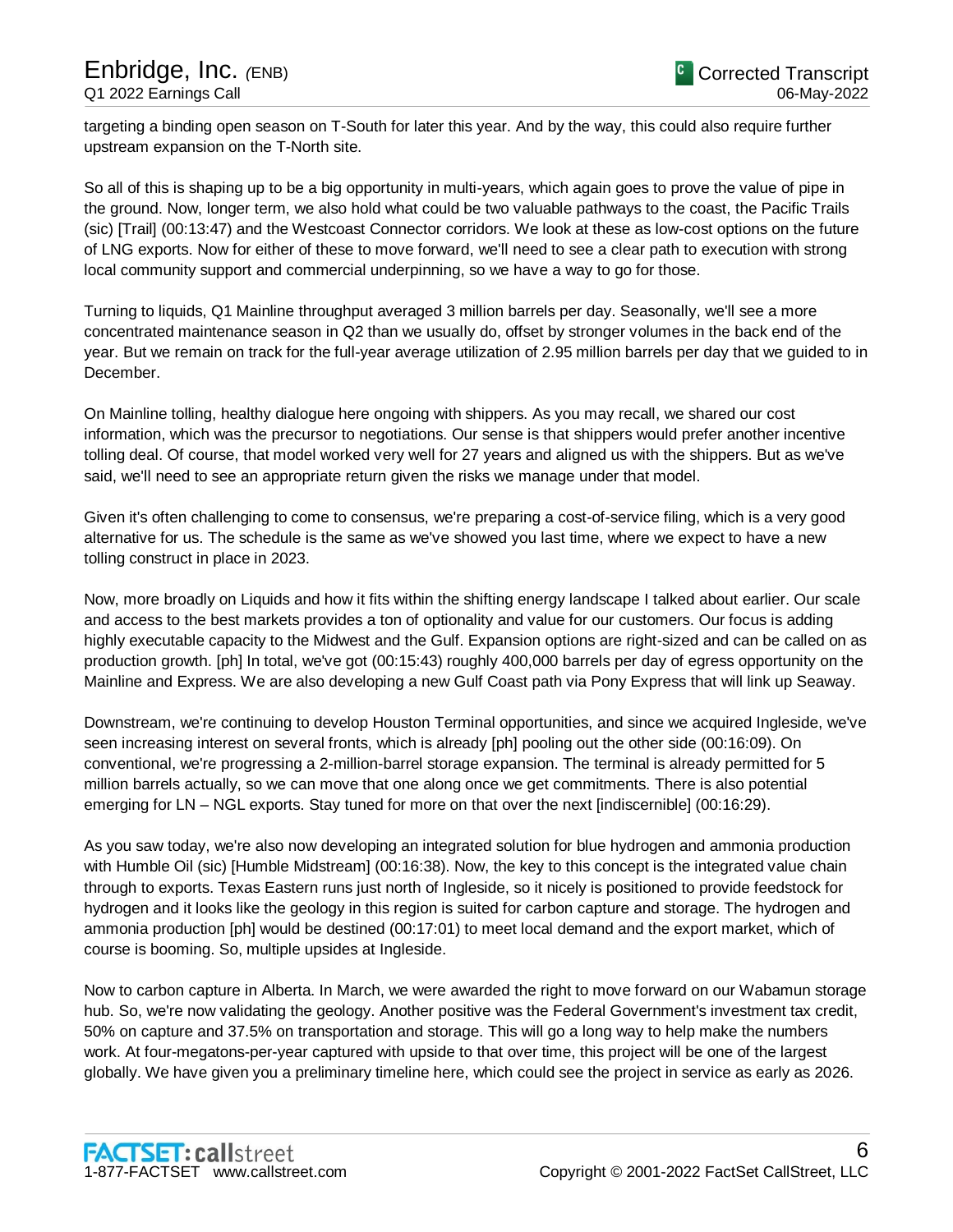targeting a binding open season on T-South for later this year. And by the way, this could also require further upstream expansion on the T-North site.

So all of this is shaping up to be a big opportunity in multi-years, which again goes to prove the value of pipe in the ground. Now, longer term, we also hold what could be two valuable pathways to the coast, the Pacific Trails (sic) [Trail] (00:13:47) and the Westcoast Connector corridors. We look at these as low-cost options on the future of LNG exports. Now for either of these to move forward, we'll need to see a clear path to execution with strong local community support and commercial underpinning, so we have a way to go for those.

Turning to liquids, Q1 Mainline throughput averaged 3 million barrels per day. Seasonally, we'll see a more concentrated maintenance season in Q2 than we usually do, offset by stronger volumes in the back end of the year. But we remain on track for the full-year average utilization of 2.95 million barrels per day that we guided to in December.

On Mainline tolling, healthy dialogue here ongoing with shippers. As you may recall, we shared our cost information, which was the precursor to negotiations. Our sense is that shippers would prefer another incentive tolling deal. Of course, that model worked very well for 27 years and aligned us with the shippers. But as we've said, we'll need to see an appropriate return given the risks we manage under that model.

Given it's often challenging to come to consensus, we're preparing a cost-of-service filing, which is a very good alternative for us. The schedule is the same as we've showed you last time, where we expect to have a new tolling construct in place in 2023.

Now, more broadly on Liquids and how it fits within the shifting energy landscape I talked about earlier. Our scale and access to the best markets provides a ton of optionality and value for our customers. Our focus is adding highly executable capacity to the Midwest and the Gulf. Expansion options are right-sized and can be called on as production growth. [ph] In total, we've got (00:15:43) roughly 400,000 barrels per day of egress opportunity on the Mainline and Express. We are also developing a new Gulf Coast path via Pony Express that will link up Seaway.

Downstream, we're continuing to develop Houston Terminal opportunities, and since we acquired Ingleside, we've seen increasing interest on several fronts, which is already [ph] pooling out the other side (00:16:09). On conventional, we're progressing a 2-million-barrel storage expansion. The terminal is already permitted for 5 million barrels actually, so we can move that one along once we get commitments. There is also potential emerging for LN – NGL exports. Stay tuned for more on that over the next [indiscernible] (00:16:29).

As you saw today, we're also now developing an integrated solution for blue hydrogen and ammonia production with Humble Oil (sic) [Humble Midstream] (00:16:38). Now, the key to this concept is the integrated value chain through to exports. Texas Eastern runs just north of Ingleside, so it nicely is positioned to provide feedstock for hydrogen and it looks like the geology in this region is suited for carbon capture and storage. The hydrogen and ammonia production [ph] would be destined (00:17:01) to meet local demand and the export market, which of course is booming. So, multiple upsides at Ingleside.

Now to carbon capture in Alberta. In March, we were awarded the right to move forward on our Wabamun storage hub. So, we're now validating the geology. Another positive was the Federal Government's investment tax credit, 50% on capture and 37.5% on transportation and storage. This will go a long way to help make the numbers work. At four-megatons-per-year captured with upside to that over time, this project will be one of the largest globally. We have given you a preliminary timeline here, which could see the project in service as early as 2026.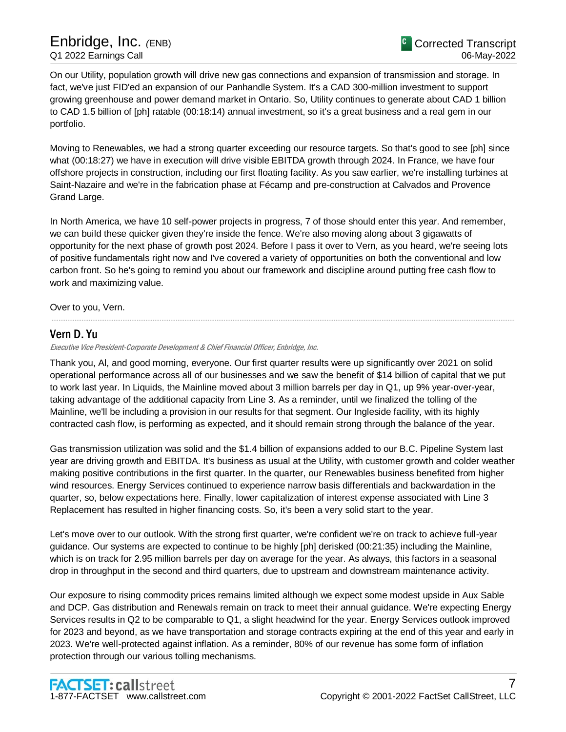On our Utility, population growth will drive new gas connections and expansion of transmission and storage. In fact, we've just FID'ed an expansion of our Panhandle System. It's a CAD 300-million investment to support growing greenhouse and power demand market in Ontario. So, Utility continues to generate about CAD 1 billion to CAD 1.5 billion of [ph] ratable (00:18:14) annual investment, so it's a great business and a real gem in our portfolio.

Moving to Renewables, we had a strong quarter exceeding our resource targets. So that's good to see [ph] since what (00:18:27) we have in execution will drive visible EBITDA growth through 2024. In France, we have four offshore projects in construction, including our first floating facility. As you saw earlier, we're installing turbines at Saint-Nazaire and we're in the fabrication phase at Fécamp and pre-construction at Calvados and Provence Grand Large.

In North America, we have 10 self-power projects in progress, 7 of those should enter this year. And remember, we can build these quicker given they're inside the fence. We're also moving along about 3 gigawatts of opportunity for the next phase of growth post 2024. Before I pass it over to Vern, as you heard, we're seeing lots of positive fundamentals right now and I've covered a variety of opportunities on both the conventional and low carbon front. So he's going to remind you about our framework and discipline around putting free cash flow to work and maximizing value.

Over to you, Vern.

## Vern D. Yu

*Executive Vice President-Corporate Development & Chief Financial Officer, Enbridge, Inc.*

Thank you, Al, and good morning, everyone. Our first quarter results were up significantly over 2021 on solid operational performance across all of our businesses and we saw the benefit of $14 billion of capital that we put to work last year. In Liquids, the Mainline moved about 3 million barrels per day in Q1, up 9% year-over-year, taking advantage of the additional capacity from Line 3. As a reminder, until we finalized the tolling of the Mainline, we'll be including a provision in our results for that segment. Our Ingleside facility, with its highly contracted cash flow, is performing as expected, and it should remain strong through the balance of the year.

Gas transmission utilization was solid and the $1.4 billion of expansions added to our B.C. Pipeline System last year are driving growth and EBITDA. It's business as usual at the Utility, with customer growth and colder weather making positive contributions in the first quarter. In the quarter, our Renewables business benefited from higher wind resources. Energy Services continued to experience narrow basis differentials and backwardation in the quarter, so, below expectations here. Finally, lower capitalization of interest expense associated with Line 3 Replacement has resulted in higher financing costs. So, it's been a very solid start to the year.

Let's move over to our outlook. With the strong first quarter, we're confident we're on track to achieve full-year guidance. Our systems are expected to continue to be highly [ph] derisked (00:21:35) including the Mainline, which is on track for 2.95 million barrels per day on average for the year. As always, this factors in a seasonal drop in throughput in the second and third quarters, due to upstream and downstream maintenance activity.

Our exposure to rising commodity prices remains limited although we expect some modest upside in Aux Sable and DCP. Gas distribution and Renewals remain on track to meet their annual guidance. We're expecting Energy Services results in Q2 to be comparable to Q1, a slight headwind for the year. Energy Services outlook improved for 2023 and beyond, as we have transportation and storage contracts expiring at the end of this year and early in 2023. We're well-protected against inflation. As a reminder, 80% of our revenue has some form of inflation protection through our various tolling mechanisms.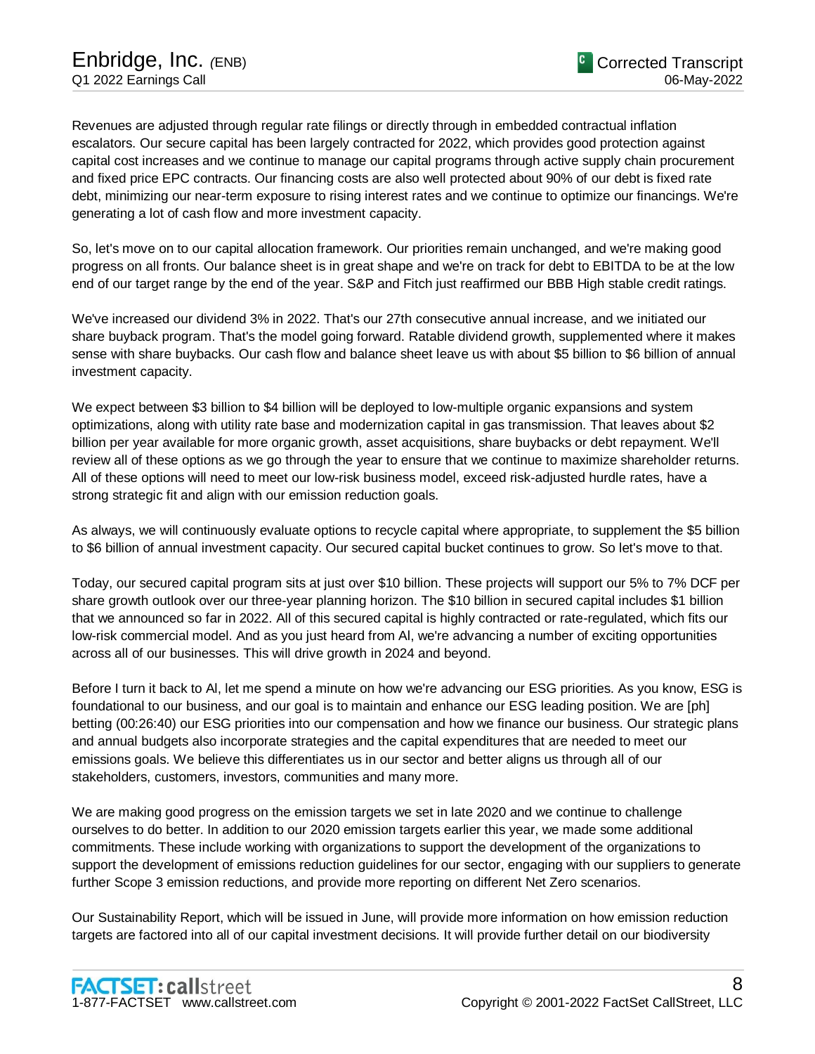Revenues are adjusted through regular rate filings or directly through in embedded contractual inflation escalators. Our secure capital has been largely contracted for 2022, which provides good protection against capital cost increases and we continue to manage our capital programs through active supply chain procurement and fixed price EPC contracts. Our financing costs are also well protected about 90% of our debt is fixed rate debt, minimizing our near-term exposure to rising interest rates and we continue to optimize our financings. We're generating a lot of cash flow and more investment capacity.

So, let's move on to our capital allocation framework. Our priorities remain unchanged, and we're making good progress on all fronts. Our balance sheet is in great shape and we're on track for debt to EBITDA to be at the low end of our target range by the end of the year. S&P and Fitch just reaffirmed our BBB High stable credit ratings.

We've increased our dividend 3% in 2022. That's our 27th consecutive annual increase, and we initiated our share buyback program. That's the model going forward. Ratable dividend growth, supplemented where it makes sense with share buybacks. Our cash flow and balance sheet leave us with about $5 billion to $6 billion of annual investment capacity.

We expect between $3 billion to $4 billion will be deployed to low-multiple organic expansions and system optimizations, along with utility rate base and modernization capital in gas transmission. That leaves about $2 billion per year available for more organic growth, asset acquisitions, share buybacks or debt repayment. We'll review all of these options as we go through the year to ensure that we continue to maximize shareholder returns. All of these options will need to meet our low-risk business model, exceed risk-adjusted hurdle rates, have a strong strategic fit and align with our emission reduction goals.

As always, we will continuously evaluate options to recycle capital where appropriate, to supplement the $5 billion to $6 billion of annual investment capacity. Our secured capital bucket continues to grow. So let's move to that.

Today, our secured capital program sits at just over $10 billion. These projects will support our 5% to 7% DCF per share growth outlook over our three-year planning horizon. The $10 billion in secured capital includes $1 billion that we announced so far in 2022. All of this secured capital is highly contracted or rate-regulated, which fits our low-risk commercial model. And as you just heard from Al, we're advancing a number of exciting opportunities across all of our businesses. This will drive growth in 2024 and beyond.

Before I turn it back to Al, let me spend a minute on how we're advancing our ESG priorities. As you know, ESG is foundational to our business, and our goal is to maintain and enhance our ESG leading position. We are [ph] betting (00:26:40) our ESG priorities into our compensation and how we finance our business. Our strategic plans and annual budgets also incorporate strategies and the capital expenditures that are needed to meet our emissions goals. We believe this differentiates us in our sector and better aligns us through all of our stakeholders, customers, investors, communities and many more.

We are making good progress on the emission targets we set in late 2020 and we continue to challenge ourselves to do better. In addition to our 2020 emission targets earlier this year, we made some additional commitments. These include working with organizations to support the development of the organizations to support the development of emissions reduction guidelines for our sector, engaging with our suppliers to generate further Scope 3 emission reductions, and provide more reporting on different Net Zero scenarios.

Our Sustainability Report, which will be issued in June, will provide more information on how emission reduction targets are factored into all of our capital investment decisions. It will provide further detail on our biodiversity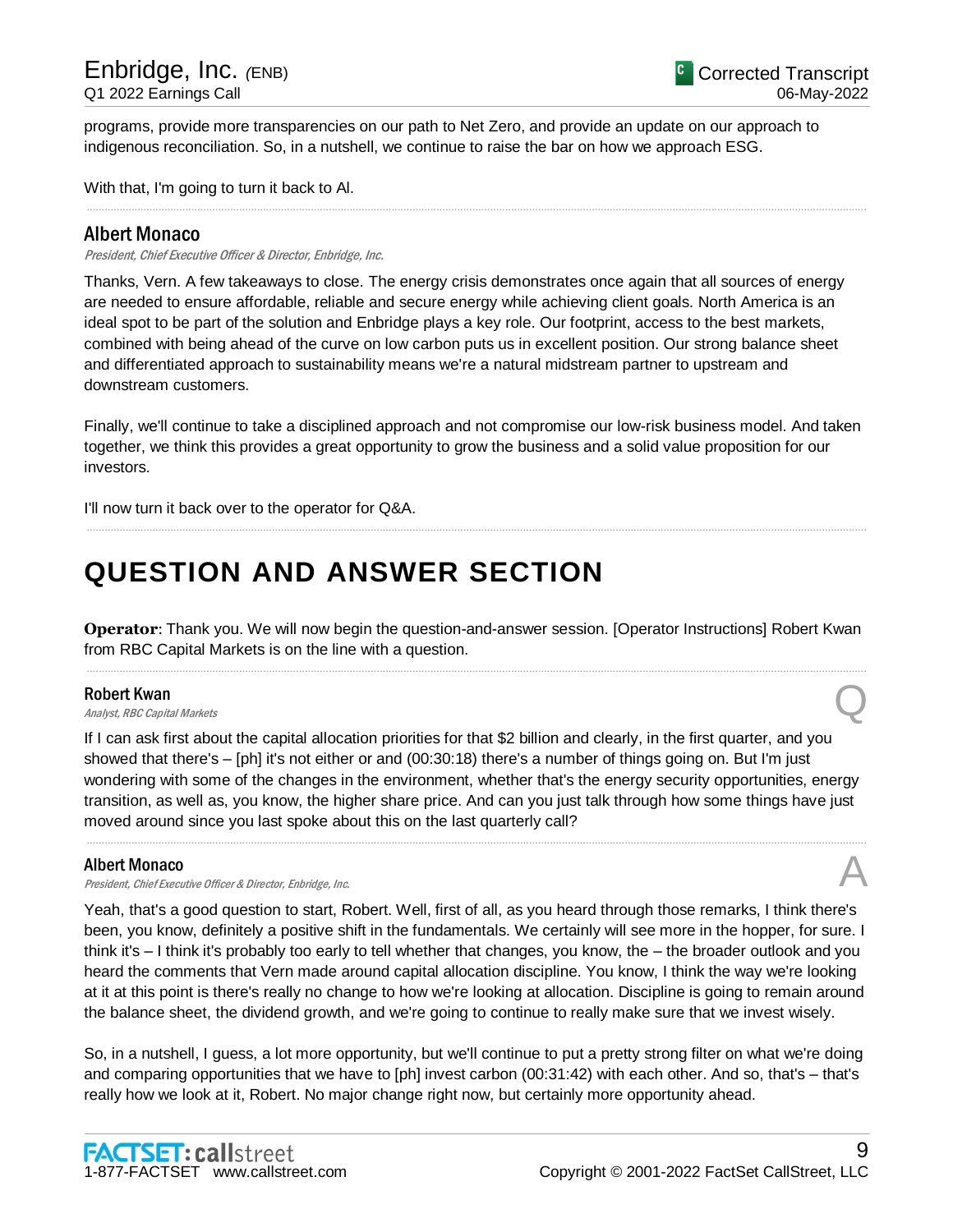programs, provide more transparencies on our path to Net Zero, and provide an update on our approach to indigenous reconciliation. So, in a nutshell, we continue to raise the bar on how we approach ESG.

With that, I'm going to turn it back to Al.

---

### Albert Monaco

*President, Chief Executive Officer & Director, Enbridge, Inc.*

Thanks, Vern. A few takeaways to close. The energy crisis demonstrates once again that all sources of energy are needed to ensure affordable, reliable and secure energy while achieving client goals. North America is an ideal spot to be part of the solution and Enbridge plays a key role. Our footprint, access to the best markets, combined with being ahead of the curve on low carbon puts us in excellent position. Our strong balance sheet and differentiated approach to sustainability means we're a natural midstream partner to upstream and downstream customers.

Finally, we'll continue to take a disciplined approach and not compromise our low-risk business model. And taken together, we think this provides a great opportunity to grow the business and a solid value proposition for our investors.

I'll now turn it back over to the operator for Q&A.

---

# QUESTION AND ANSWER SECTION

**Operator**: Thank you. We will now begin the question-and-answer session. [Operator Instructions] Robert Kwan from RBC Capital Markets is on the line with a question.

---

### Robert Kwan

*Analyst, RBC Capital Markets*

Q

If I can ask first about the capital allocation priorities for that $2 billion and clearly, in the first quarter, and you showed that there's – [ph] it's not either or and (00:30:18) there's a number of things going on. But I'm just wondering with some of the changes in the environment, whether that's the energy security opportunities, energy transition, as well as, you know, the higher share price. And can you just talk through how some things have just moved around since you last spoke about this on the last quarterly call?

---

### Albert Monaco

*President, Chief Executive Officer & Director, Enbridge, Inc.*

A

Yeah, that's a good question to start, Robert. Well, first of all, as you heard through those remarks, I think there's been, you know, definitely a positive shift in the fundamentals. We certainly will see more in the hopper, for sure. I think it's – I think it's probably too early to tell whether that changes, you know, the – the broader outlook and you heard the comments that Vern made around capital allocation discipline. You know, I think the way we're looking at it at this point is there's really no change to how we're looking at allocation. Discipline is going to remain around the balance sheet, the dividend growth, and we're going to continue to really make sure that we invest wisely.

So, in a nutshell, I guess, a lot more opportunity, but we'll continue to put a pretty strong filter on what we're doing and comparing opportunities that we have to [ph] invest carbon (00:31:42) with each other. And so, that's – that's really how we look at it, Robert. No major change right now, but certainly more opportunity ahead.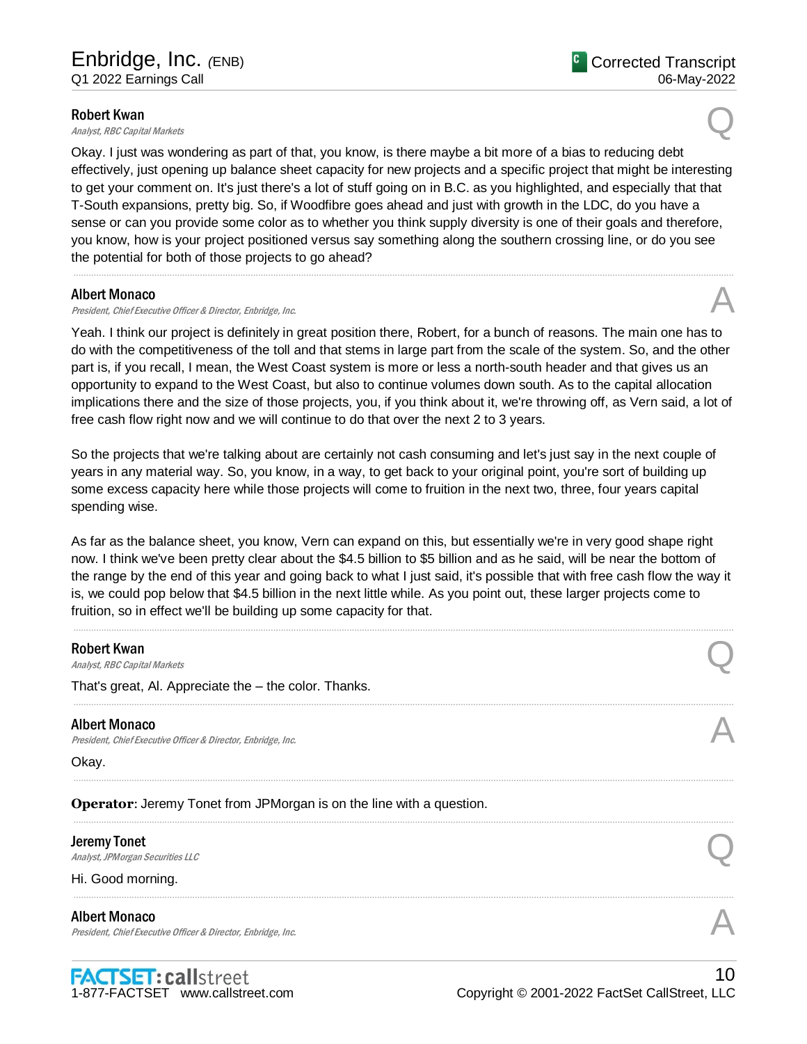**Robert Kwan**
*Analyst, RBC Capital Markets*

Q

Okay. I just was wondering as part of that, you know, is there maybe a bit more of a bias to reducing debt effectively, just opening up balance sheet capacity for new projects and a specific project that might be interesting to get your comment on. It's just there's a lot of stuff going on in B.C. as you highlighted, and especially that that T-South expansions, pretty big. So, if Woodfibre goes ahead and just with growth in the LDC, do you have a sense or can you provide some color as to whether you think supply diversity is one of their goals and therefore, you know, how is your project positioned versus say something along the southern crossing line, or do you see the potential for both of those projects to go ahead?

---

**Albert Monaco**
*President, Chief Executive Officer & Director, Enbridge, Inc.*

A

Yeah. I think our project is definitely in great position there, Robert, for a bunch of reasons. The main one has to do with the competitiveness of the toll and that stems in large part from the scale of the system. So, and the other part is, if you recall, I mean, the West Coast system is more or less a north-south header and that gives us an opportunity to expand to the West Coast, but also to continue volumes down south. As to the capital allocation implications there and the size of those projects, you, if you think about it, we're throwing off, as Vern said, a lot of free cash flow right now and we will continue to do that over the next 2 to 3 years.

So the projects that we're talking about are certainly not cash consuming and let's just say in the next couple of years in any material way. So, you know, in a way, to get back to your original point, you're sort of building up some excess capacity here while those projects will come to fruition in the next two, three, four years capital spending wise.

As far as the balance sheet, you know, Vern can expand on this, but essentially we're in very good shape right now. I think we've been pretty clear about the $4.5 billion to $5 billion and as he said, will be near the bottom of the range by the end of this year and going back to what I just said, it's possible that with free cash flow the way it is, we could pop below that $4.5 billion in the next little while. As you point out, these larger projects come to fruition, so in effect we'll be building up some capacity for that.

---

**Robert Kwan**
*Analyst, RBC Capital Markets*

Q

That's great, Al. Appreciate the – the color. Thanks.

---

**Albert Monaco**
*President, Chief Executive Officer & Director, Enbridge, Inc.*

A

Okay.

---

**Operator**: Jeremy Tonet from JPMorgan is on the line with a question.

---

**Jeremy Tonet**
*Analyst, JPMorgan Securities LLC*

Q

Hi. Good morning.

---

**Albert Monaco**
*President, Chief Executive Officer & Director, Enbridge, Inc.*

A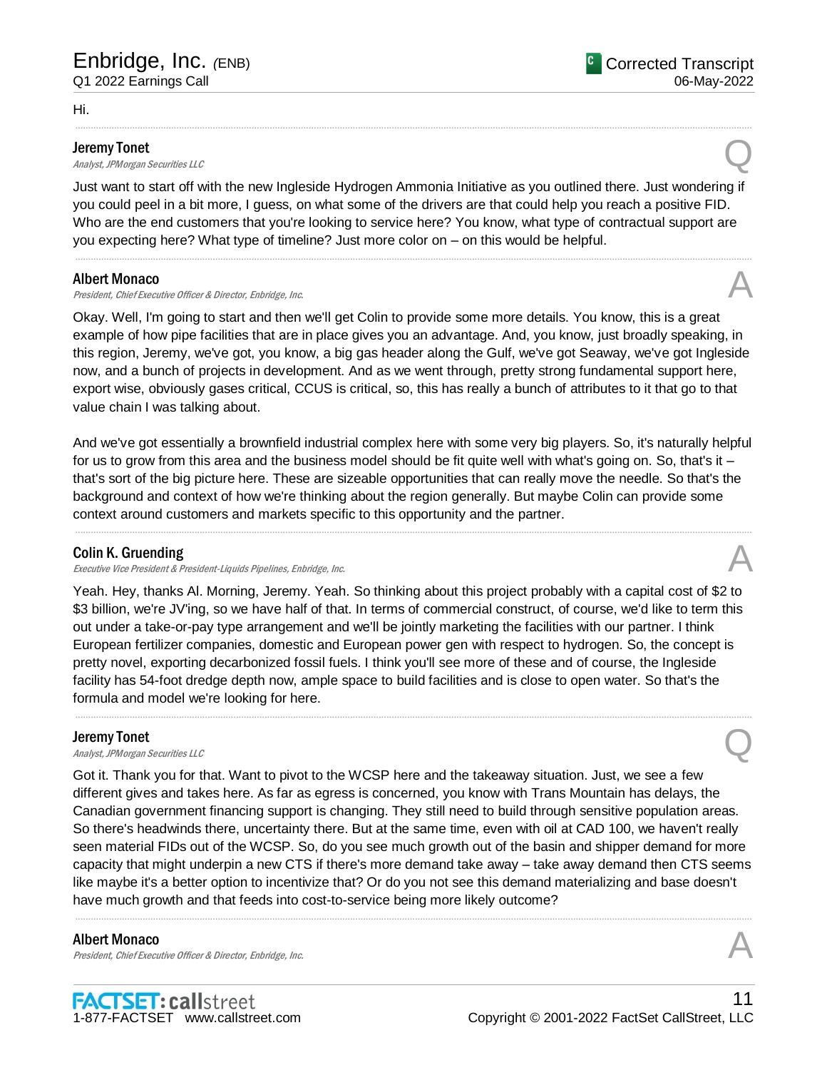Hi.

---

**Jeremy Tonet**
*Analyst, JPMorgan Securities LLC* **Q**

Just want to start off with the new Ingleside Hydrogen Ammonia Initiative as you outlined there. Just wondering if you could peel in a bit more, I guess, on what some of the drivers are that could help you reach a positive FID. Who are the end customers that you're looking to service here? You know, what type of contractual support are you expecting here? What type of timeline? Just more color on – on this would be helpful.

---

**Albert Monaco**
*President, Chief Executive Officer & Director, Enbridge, Inc.* **A**

Okay. Well, I'm going to start and then we'll get Colin to provide some more details. You know, this is a great example of how pipe facilities that are in place gives you an advantage. And, you know, just broadly speaking, in this region, Jeremy, we've got, you know, a big gas header along the Gulf, we've got Seaway, we've got Ingleside now, and a bunch of projects in development. And as we went through, pretty strong fundamental support here, export wise, obviously gases critical, CCUS is critical, so, this has really a bunch of attributes to it that go to that value chain I was talking about.

And we've got essentially a brownfield industrial complex here with some very big players. So, it's naturally helpful for us to grow from this area and the business model should be fit quite well with what's going on. So, that's it – that's sort of the big picture here. These are sizeable opportunities that can really move the needle. So that's the background and context of how we're thinking about the region generally. But maybe Colin can provide some context around customers and markets specific to this opportunity and the partner.

---

**Colin K. Gruending**
*Executive Vice President & President-Liquids Pipelines, Enbridge, Inc.* **A**

Yeah. Hey, thanks Al. Morning, Jeremy. Yeah. So thinking about this project probably with a capital cost of $2 to $3 billion, we're JV'ing, so we have half of that. In terms of commercial construct, of course, we'd like to term this out under a take-or-pay type arrangement and we'll be jointly marketing the facilities with our partner. I think European fertilizer companies, domestic and European power gen with respect to hydrogen. So, the concept is pretty novel, exporting decarbonized fossil fuels. I think you'll see more of these and of course, the Ingleside facility has 54-foot dredge depth now, ample space to build facilities and is close to open water. So that's the formula and model we're looking for here.

---

**Jeremy Tonet**
*Analyst, JPMorgan Securities LLC* **Q**

Got it. Thank you for that. Want to pivot to the WCSP here and the takeaway situation. Just, we see a few different gives and takes here. As far as egress is concerned, you know with Trans Mountain has delays, the Canadian government financing support is changing. They still need to build through sensitive population areas. So there's headwinds there, uncertainty there. But at the same time, even with oil at CAD 100, we haven't really seen material FIDs out of the WCSP. So, do you see much growth out of the basin and shipper demand for more capacity that might underpin a new CTS if there's more demand take away – take away demand then CTS seems like maybe it's a better option to incentivize that? Or do you not see this demand materializing and base doesn't have much growth and that feeds into cost-to-service being more likely outcome?

---

**Albert Monaco**
*President, Chief Executive Officer & Director, Enbridge, Inc.* **A**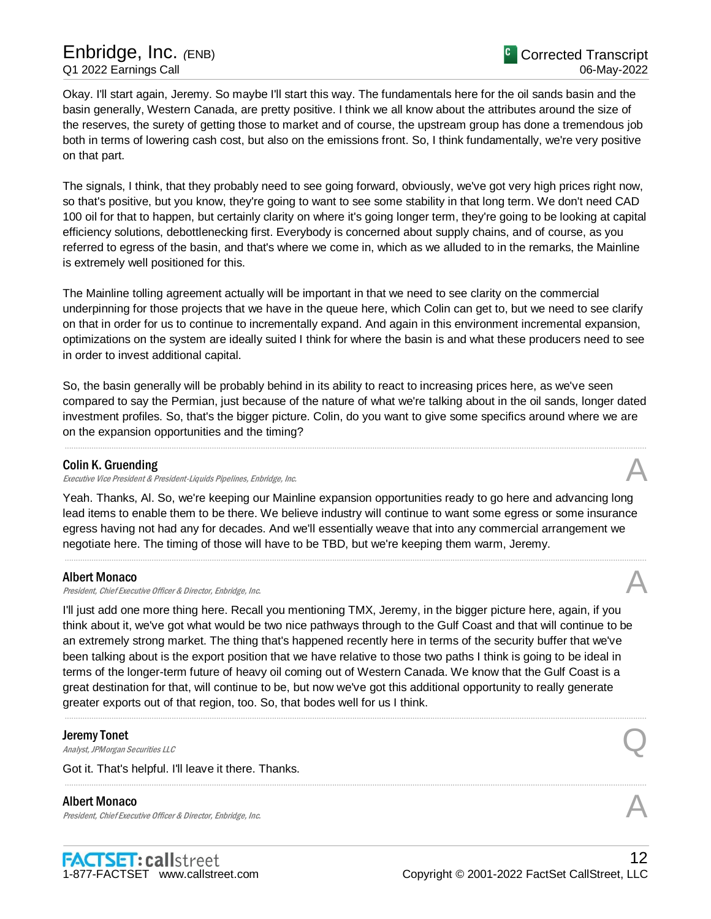Okay. I'll start again, Jeremy. So maybe I'll start this way. The fundamentals here for the oil sands basin and the basin generally, Western Canada, are pretty positive. I think we all know about the attributes around the size of the reserves, the surety of getting those to market and of course, the upstream group has done a tremendous job both in terms of lowering cash cost, but also on the emissions front. So, I think fundamentally, we're very positive on that part.

The signals, I think, that they probably need to see going forward, obviously, we've got very high prices right now, so that's positive, but you know, they're going to want to see some stability in that long term. We don't need CAD 100 oil for that to happen, but certainly clarity on where it's going longer term, they're going to be looking at capital efficiency solutions, debottlenecking first. Everybody is concerned about supply chains, and of course, as you referred to egress of the basin, and that's where we come in, which as we alluded to in the remarks, the Mainline is extremely well positioned for this.

The Mainline tolling agreement actually will be important in that we need to see clarity on the commercial underpinning for those projects that we have in the queue here, which Colin can get to, but we need to see clarify on that in order for us to continue to incrementally expand. And again in this environment incremental expansion, optimizations on the system are ideally suited I think for where the basin is and what these producers need to see in order to invest additional capital.

So, the basin generally will be probably behind in its ability to react to increasing prices here, as we've seen compared to say the Permian, just because of the nature of what we're talking about in the oil sands, longer dated investment profiles. So, that's the bigger picture. Colin, do you want to give some specifics around where we are on the expansion opportunities and the timing?

---

**Colin K. Gruending** — A
*Executive Vice President & President-Liquids Pipelines, Enbridge, Inc.*

Yeah. Thanks, Al. So, we're keeping our Mainline expansion opportunities ready to go here and advancing long lead items to enable them to be there. We believe industry will continue to want some egress or some insurance egress having not had any for decades. And we'll essentially weave that into any commercial arrangement we negotiate here. The timing of those will have to be TBD, but we're keeping them warm, Jeremy.

---

**Albert Monaco** — A
*President, Chief Executive Officer & Director, Enbridge, Inc.*

I'll just add one more thing here. Recall you mentioning TMX, Jeremy, in the bigger picture here, again, if you think about it, we've got what would be two nice pathways through to the Gulf Coast and that will continue to be an extremely strong market. The thing that's happened recently here in terms of the security buffer that we've been talking about is the export position that we have relative to those two paths I think is going to be ideal in terms of the longer-term future of heavy oil coming out of Western Canada. We know that the Gulf Coast is a great destination for that, will continue to be, but now we've got this additional opportunity to really generate greater exports out of that region, too. So, that bodes well for us I think.

---

**Jeremy Tonet** — Q
*Analyst, JPMorgan Securities LLC*

Got it. That's helpful. I'll leave it there. Thanks.

---

**Albert Monaco** — A
*President, Chief Executive Officer & Director, Enbridge, Inc.*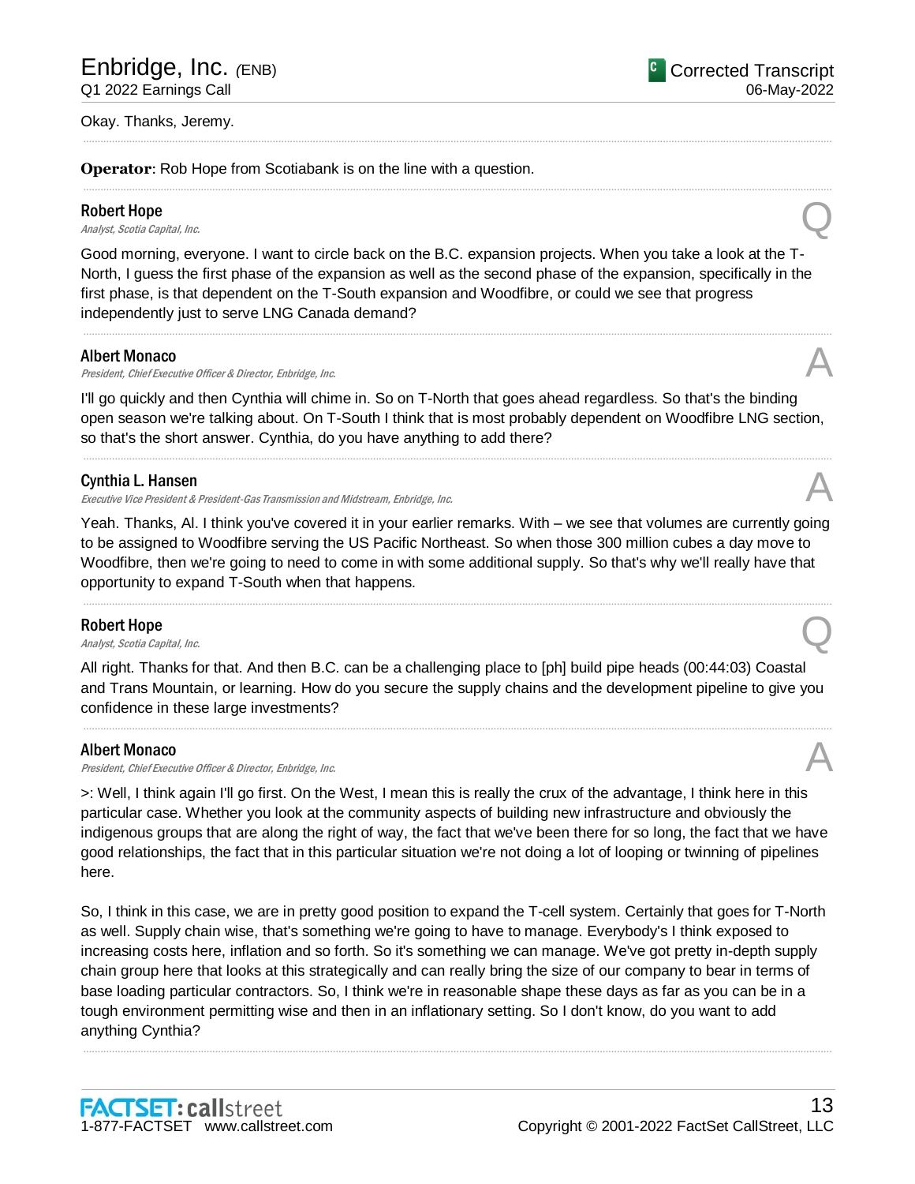Okay. Thanks, Jeremy.

---

**Operator**: Rob Hope from Scotiabank is on the line with a question.

---

**Robert Hope**
*Analyst, Scotia Capital, Inc.*

Q

Good morning, everyone. I want to circle back on the B.C. expansion projects. When you take a look at the T-North, I guess the first phase of the expansion as well as the second phase of the expansion, specifically in the first phase, is that dependent on the T-South expansion and Woodfibre, or could we see that progress independently just to serve LNG Canada demand?

---

**Albert Monaco**
*President, Chief Executive Officer & Director, Enbridge, Inc.*

A

I'll go quickly and then Cynthia will chime in. So on T-North that goes ahead regardless. So that's the binding open season we're talking about. On T-South I think that is most probably dependent on Woodfibre LNG section, so that's the short answer. Cynthia, do you have anything to add there?

---

**Cynthia L. Hansen**
*Executive Vice President & President-Gas Transmission and Midstream, Enbridge, Inc.*

A

Yeah. Thanks, Al. I think you've covered it in your earlier remarks. With – we see that volumes are currently going to be assigned to Woodfibre serving the US Pacific Northeast. So when those 300 million cubes a day move to Woodfibre, then we're going to need to come in with some additional supply. So that's why we'll really have that opportunity to expand T-South when that happens.

---

**Robert Hope**
*Analyst, Scotia Capital, Inc.*

Q

All right. Thanks for that. And then B.C. can be a challenging place to [ph] build pipe heads (00:44:03) Coastal and Trans Mountain, or learning. How do you secure the supply chains and the development pipeline to give you confidence in these large investments?

---

**Albert Monaco**
*President, Chief Executive Officer & Director, Enbridge, Inc.*

A

>: Well, I think again I'll go first. On the West, I mean this is really the crux of the advantage, I think here in this particular case. Whether you look at the community aspects of building new infrastructure and obviously the indigenous groups that are along the right of way, the fact that we've been there for so long, the fact that we have good relationships, the fact that in this particular situation we're not doing a lot of looping or twinning of pipelines here.

So, I think in this case, we are in pretty good position to expand the T-cell system. Certainly that goes for T-North as well. Supply chain wise, that's something we're going to have to manage. Everybody's I think exposed to increasing costs here, inflation and so forth. So it's something we can manage. We've got pretty in-depth supply chain group here that looks at this strategically and can really bring the size of our company to bear in terms of base loading particular contractors. So, I think we're in reasonable shape these days as far as you can be in a tough environment permitting wise and then in an inflationary setting. So I don't know, do you want to add anything Cynthia?

---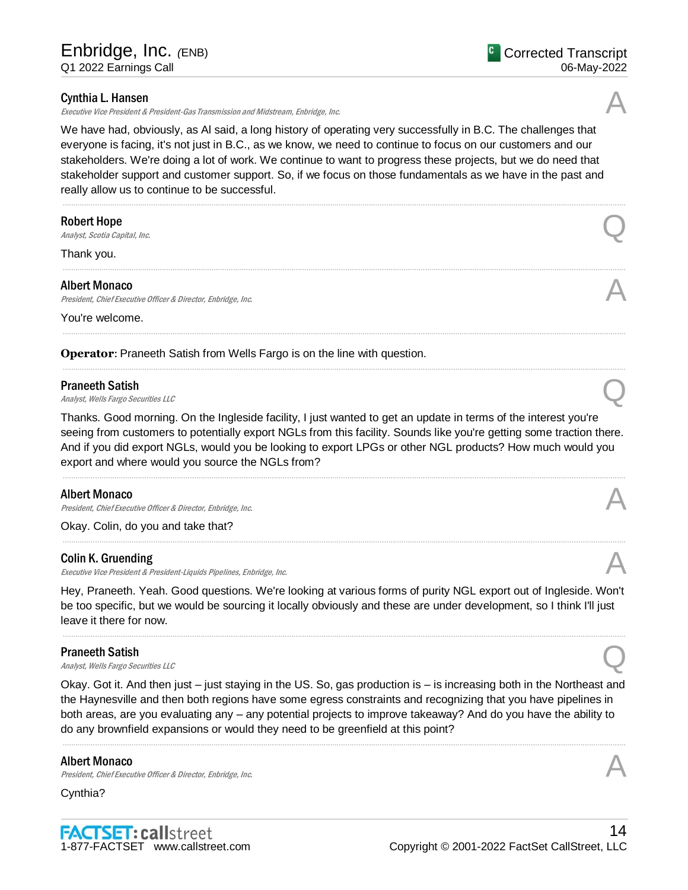**Cynthia L. Hansen**
*Executive Vice President & President-Gas Transmission and Midstream, Enbridge, Inc.*

A

We have had, obviously, as Al said, a long history of operating very successfully in B.C. The challenges that everyone is facing, it's not just in B.C., as we know, we need to continue to focus on our customers and our stakeholders. We're doing a lot of work. We continue to want to progress these projects, but we do need that stakeholder support and customer support. So, if we focus on those fundamentals as we have in the past and really allow us to continue to be successful.

---

**Robert Hope**
*Analyst, Scotia Capital, Inc.*

Q

Thank you.

---

**Albert Monaco**
*President, Chief Executive Officer & Director, Enbridge, Inc.*

A

You're welcome.

---

**Operator**: Praneeth Satish from Wells Fargo is on the line with question.

---

**Praneeth Satish**
*Analyst, Wells Fargo Securities LLC*

Q

Thanks. Good morning. On the Ingleside facility, I just wanted to get an update in terms of the interest you're seeing from customers to potentially export NGLs from this facility. Sounds like you're getting some traction there. And if you did export NGLs, would you be looking to export LPGs or other NGL products? How much would you export and where would you source the NGLs from?

---

**Albert Monaco**
*President, Chief Executive Officer & Director, Enbridge, Inc.*

A

Okay. Colin, do you and take that?

---

**Colin K. Gruending**
*Executive Vice President & President-Liquids Pipelines, Enbridge, Inc.*

A

Hey, Praneeth. Yeah. Good questions. We're looking at various forms of purity NGL export out of Ingleside. Won't be too specific, but we would be sourcing it locally obviously and these are under development, so I think I'll just leave it there for now.

---

**Praneeth Satish**
*Analyst, Wells Fargo Securities LLC*

Q

Okay. Got it. And then just – just staying in the US. So, gas production is – is increasing both in the Northeast and the Haynesville and then both regions have some egress constraints and recognizing that you have pipelines in both areas, are you evaluating any – any potential projects to improve takeaway? And do you have the ability to do any brownfield expansions or would they need to be greenfield at this point?

---

**Albert Monaco**
*President, Chief Executive Officer & Director, Enbridge, Inc.*

A

Cynthia?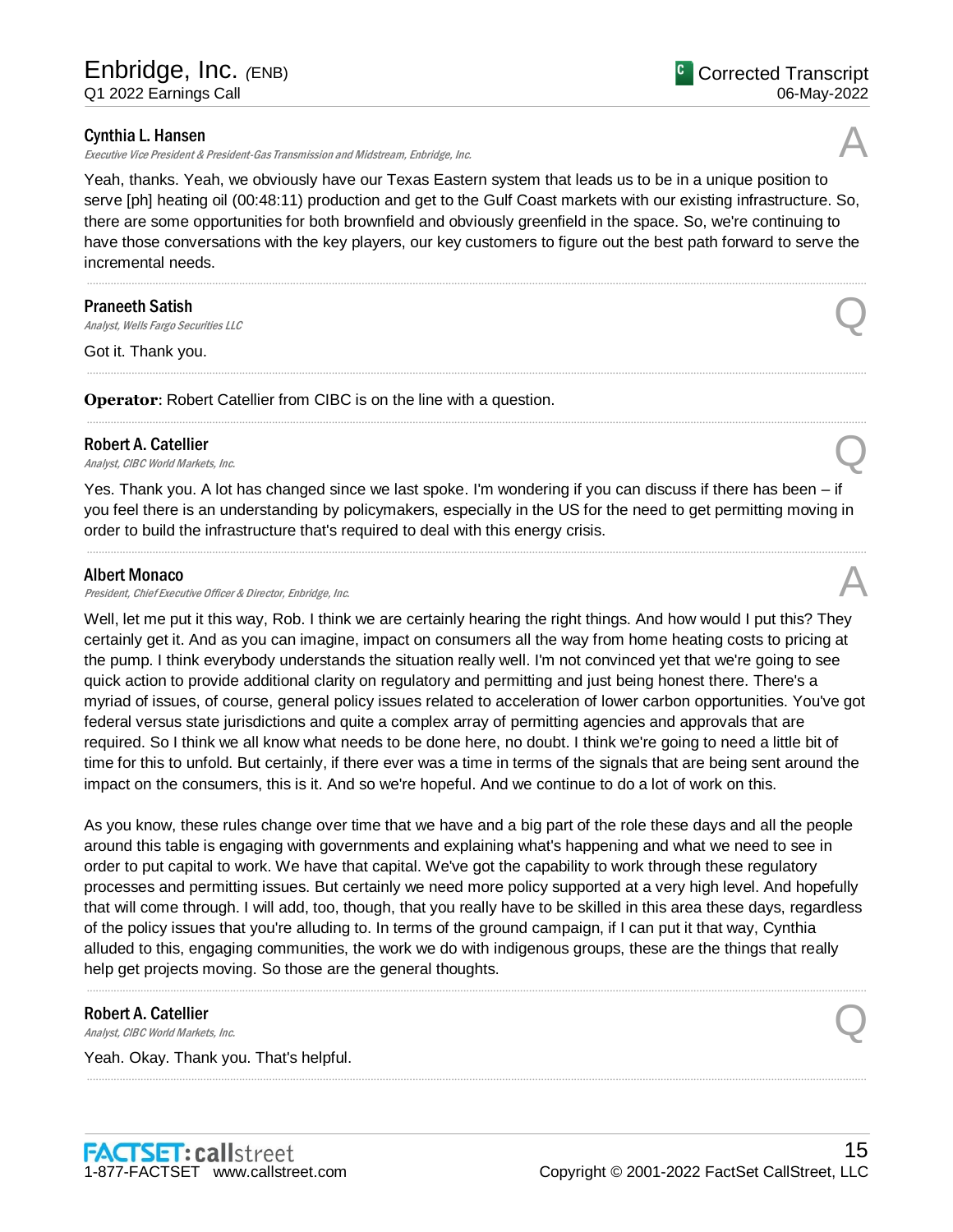**Cynthia L. Hansen**
*Executive Vice President & President-Gas Transmission and Midstream, Enbridge, Inc.*

A

Yeah, thanks. Yeah, we obviously have our Texas Eastern system that leads us to be in a unique position to serve [ph] heating oil (00:48:11) production and get to the Gulf Coast markets with our existing infrastructure. So, there are some opportunities for both brownfield and obviously greenfield in the space. So, we're continuing to have those conversations with the key players, our key customers to figure out the best path forward to serve the incremental needs.

---

**Praneeth Satish**
*Analyst, Wells Fargo Securities LLC*

Q

Got it. Thank you.

---

**Operator**: Robert Catellier from CIBC is on the line with a question.

---

**Robert A. Catellier**
*Analyst, CIBC World Markets, Inc.*

Q

Yes. Thank you. A lot has changed since we last spoke. I'm wondering if you can discuss if there has been – if you feel there is an understanding by policymakers, especially in the US for the need to get permitting moving in order to build the infrastructure that's required to deal with this energy crisis.

---

**Albert Monaco**
*President, Chief Executive Officer & Director, Enbridge, Inc.*

A

Well, let me put it this way, Rob. I think we are certainly hearing the right things. And how would I put this? They certainly get it. And as you can imagine, impact on consumers all the way from home heating costs to pricing at the pump. I think everybody understands the situation really well. I'm not convinced yet that we're going to see quick action to provide additional clarity on regulatory and permitting and just being honest there. There's a myriad of issues, of course, general policy issues related to acceleration of lower carbon opportunities. You've got federal versus state jurisdictions and quite a complex array of permitting agencies and approvals that are required. So I think we all know what needs to be done here, no doubt. I think we're going to need a little bit of time for this to unfold. But certainly, if there ever was a time in terms of the signals that are being sent around the impact on the consumers, this is it. And so we're hopeful. And we continue to do a lot of work on this.

As you know, these rules change over time that we have and a big part of the role these days and all the people around this table is engaging with governments and explaining what's happening and what we need to see in order to put capital to work. We have that capital. We've got the capability to work through these regulatory processes and permitting issues. But certainly we need more policy supported at a very high level. And hopefully that will come through. I will add, too, though, that you really have to be skilled in this area these days, regardless of the policy issues that you're alluding to. In terms of the ground campaign, if I can put it that way, Cynthia alluded to this, engaging communities, the work we do with indigenous groups, these are the things that really help get projects moving. So those are the general thoughts.

---

**Robert A. Catellier**
*Analyst, CIBC World Markets, Inc.*

Q

Yeah. Okay. Thank you. That's helpful.

---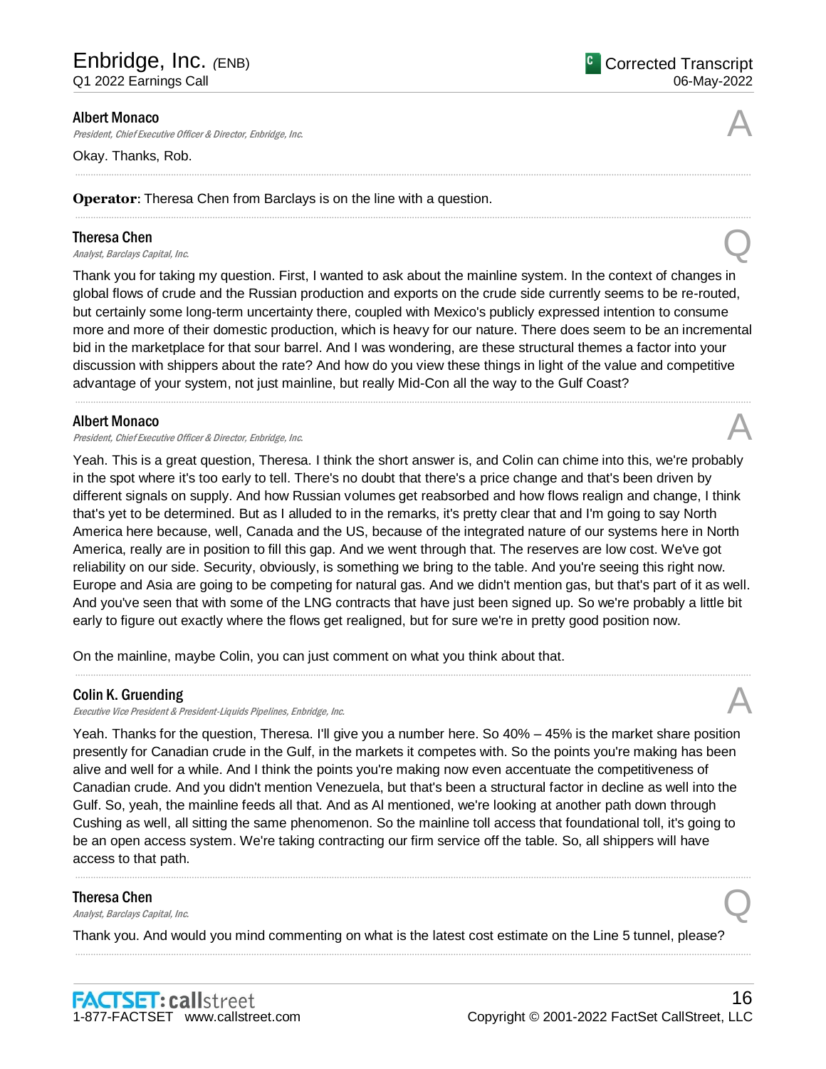**Albert Monaco**
*President, Chief Executive Officer & Director, Enbridge, Inc.*

A

Okay. Thanks, Rob.

---

**Operator**: Theresa Chen from Barclays is on the line with a question.

---

**Theresa Chen**
*Analyst, Barclays Capital, Inc.*

Q

Thank you for taking my question. First, I wanted to ask about the mainline system. In the context of changes in global flows of crude and the Russian production and exports on the crude side currently seems to be re-routed, but certainly some long-term uncertainty there, coupled with Mexico's publicly expressed intention to consume more and more of their domestic production, which is heavy for our nature. There does seem to be an incremental bid in the marketplace for that sour barrel. And I was wondering, are these structural themes a factor into your discussion with shippers about the rate? And how do you view these things in light of the value and competitive advantage of your system, not just mainline, but really Mid-Con all the way to the Gulf Coast?

---

**Albert Monaco**
*President, Chief Executive Officer & Director, Enbridge, Inc.*

A

Yeah. This is a great question, Theresa. I think the short answer is, and Colin can chime into this, we're probably in the spot where it's too early to tell. There's no doubt that there's a price change and that's been driven by different signals on supply. And how Russian volumes get reabsorbed and how flows realign and change, I think that's yet to be determined. But as I alluded to in the remarks, it's pretty clear that and I'm going to say North America here because, well, Canada and the US, because of the integrated nature of our systems here in North America, really are in position to fill this gap. And we went through that. The reserves are low cost. We've got reliability on our side. Security, obviously, is something we bring to the table. And you're seeing this right now. Europe and Asia are going to be competing for natural gas. And we didn't mention gas, but that's part of it as well. And you've seen that with some of the LNG contracts that have just been signed up. So we're probably a little bit early to figure out exactly where the flows get realigned, but for sure we're in pretty good position now.

On the mainline, maybe Colin, you can just comment on what you think about that.

---

**Colin K. Gruending**
*Executive Vice President & President-Liquids Pipelines, Enbridge, Inc.*

A

Yeah. Thanks for the question, Theresa. I'll give you a number here. So 40% – 45% is the market share position presently for Canadian crude in the Gulf, in the markets it competes with. So the points you're making has been alive and well for a while. And I think the points you're making now even accentuate the competitiveness of Canadian crude. And you didn't mention Venezuela, but that's been a structural factor in decline as well into the Gulf. So, yeah, the mainline feeds all that. And as Al mentioned, we're looking at another path down through Cushing as well, all sitting the same phenomenon. So the mainline toll access that foundational toll, it's going to be an open access system. We're taking contracting our firm service off the table. So, all shippers will have access to that path.

---

**Theresa Chen**
*Analyst, Barclays Capital, Inc.*

Q

Thank you. And would you mind commenting on what is the latest cost estimate on the Line 5 tunnel, please?

---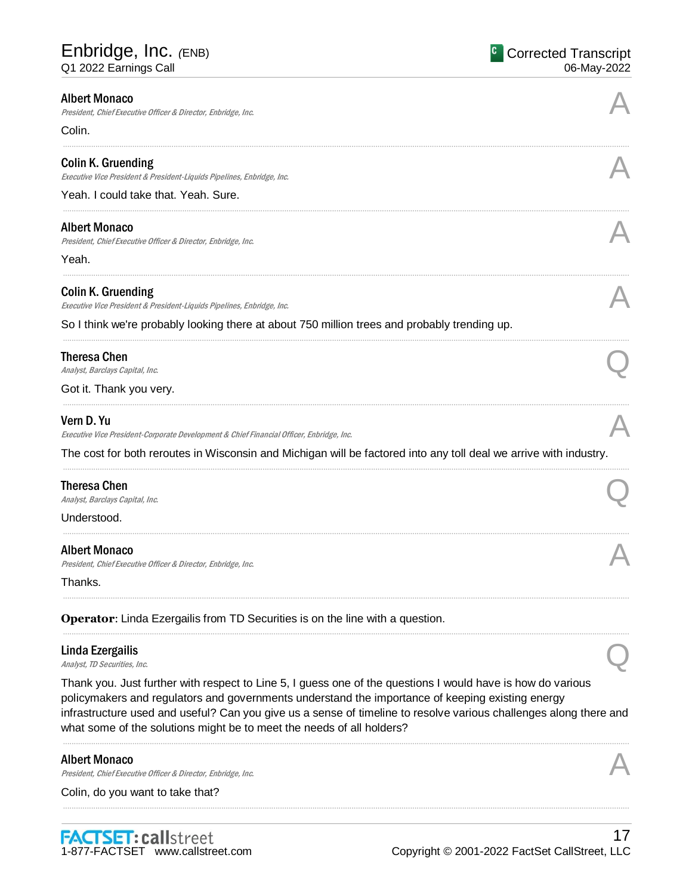**Albert Monaco**
*President, Chief Executive Officer & Director, Enbridge, Inc.*

A

Colin.

---

**Colin K. Gruending**
*Executive Vice President & President-Liquids Pipelines, Enbridge, Inc.*

A

Yeah. I could take that. Yeah. Sure.

---

**Albert Monaco**
*President, Chief Executive Officer & Director, Enbridge, Inc.*

A

Yeah.

---

**Colin K. Gruending**
*Executive Vice President & President-Liquids Pipelines, Enbridge, Inc.*

A

So I think we're probably looking there at about 750 million trees and probably trending up.

---

**Theresa Chen**
*Analyst, Barclays Capital, Inc.*

Q

Got it. Thank you very.

---

**Vern D. Yu**
*Executive Vice President-Corporate Development & Chief Financial Officer, Enbridge, Inc.*

A

The cost for both reroutes in Wisconsin and Michigan will be factored into any toll deal we arrive with industry.

---

**Theresa Chen**
*Analyst, Barclays Capital, Inc.*

Q

Understood.

---

**Albert Monaco**
*President, Chief Executive Officer & Director, Enbridge, Inc.*

A

Thanks.

---

**Operator**: Linda Ezergailis from TD Securities is on the line with a question.

---

**Linda Ezergailis**
*Analyst, TD Securities, Inc.*

Q

Thank you. Just further with respect to Line 5, I guess one of the questions I would have is how do various policymakers and regulators and governments understand the importance of keeping existing energy infrastructure used and useful? Can you give us a sense of timeline to resolve various challenges along there and what some of the solutions might be to meet the needs of all holders?

---

**Albert Monaco**
*President, Chief Executive Officer & Director, Enbridge, Inc.*

A

Colin, do you want to take that?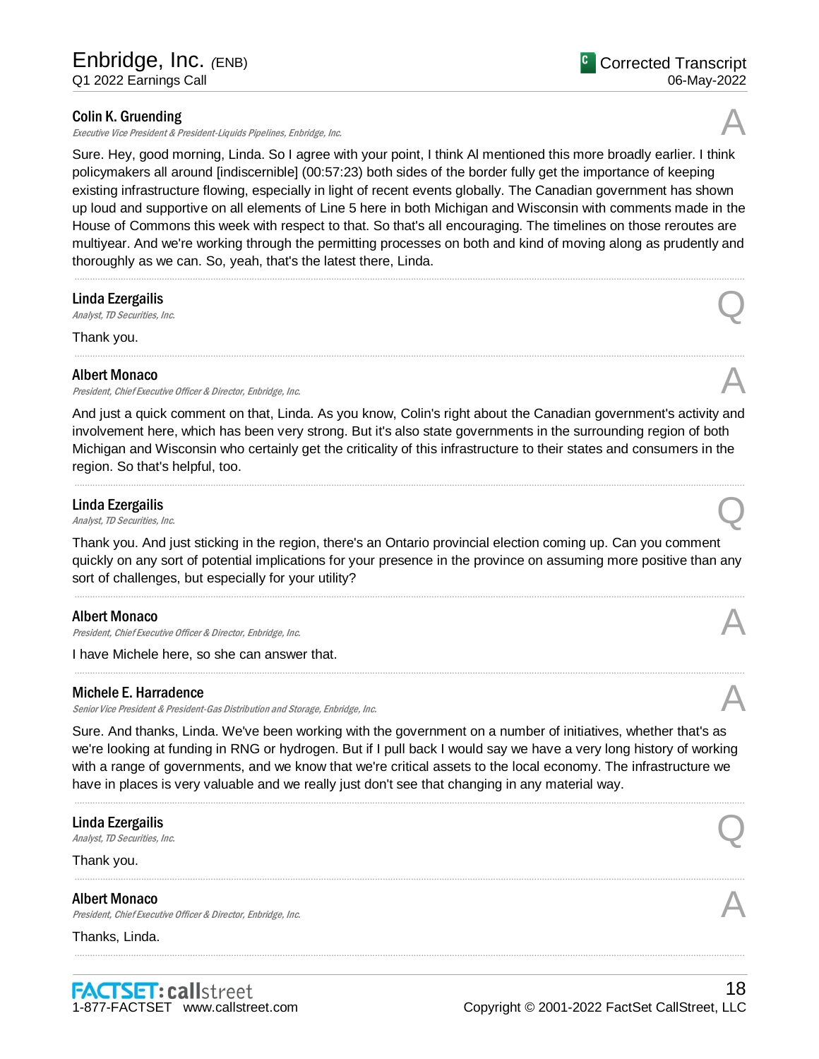**Colin K. Gruending**
*Executive Vice President & President-Liquids Pipelines, Enbridge, Inc.*

A

Sure. Hey, good morning, Linda. So I agree with your point, I think Al mentioned this more broadly earlier. I think policymakers all around [indiscernible] (00:57:23) both sides of the border fully get the importance of keeping existing infrastructure flowing, especially in light of recent events globally. The Canadian government has shown up loud and supportive on all elements of Line 5 here in both Michigan and Wisconsin with comments made in the House of Commons this week with respect to that. So that's all encouraging. The timelines on those reroutes are multiyear. And we're working through the permitting processes on both and kind of moving along as prudently and thoroughly as we can. So, yeah, that's the latest there, Linda.

---

**Linda Ezergailis**
*Analyst, TD Securities, Inc.*

Q

Thank you.

---

**Albert Monaco**
*President, Chief Executive Officer & Director, Enbridge, Inc.*

A

And just a quick comment on that, Linda. As you know, Colin's right about the Canadian government's activity and involvement here, which has been very strong. But it's also state governments in the surrounding region of both Michigan and Wisconsin who certainly get the criticality of this infrastructure to their states and consumers in the region. So that's helpful, too.

---

**Linda Ezergailis**
*Analyst, TD Securities, Inc.*

Q

Thank you. And just sticking in the region, there's an Ontario provincial election coming up. Can you comment quickly on any sort of potential implications for your presence in the province on assuming more positive than any sort of challenges, but especially for your utility?

---

**Albert Monaco**
*President, Chief Executive Officer & Director, Enbridge, Inc.*

A

I have Michele here, so she can answer that.

---

**Michele E. Harradence**
*Senior Vice President & President-Gas Distribution and Storage, Enbridge, Inc.*

A

Sure. And thanks, Linda. We've been working with the government on a number of initiatives, whether that's as we're looking at funding in RNG or hydrogen. But if I pull back I would say we have a very long history of working with a range of governments, and we know that we're critical assets to the local economy. The infrastructure we have in places is very valuable and we really just don't see that changing in any material way.

---

**Linda Ezergailis**
*Analyst, TD Securities, Inc.*

Q

Thank you.

---

**Albert Monaco**
*President, Chief Executive Officer & Director, Enbridge, Inc.*

A

Thanks, Linda.

---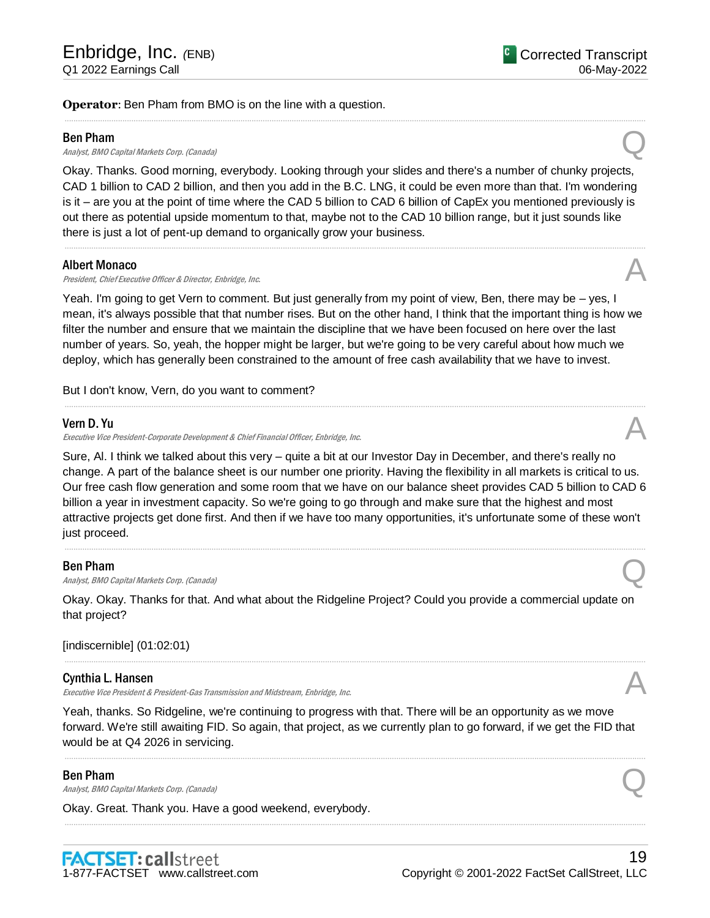**Operator**: Ben Pham from BMO is on the line with a question.

---

**Ben Pham**
*Analyst, BMO Capital Markets Corp. (Canada)*

Q

Okay. Thanks. Good morning, everybody. Looking through your slides and there's a number of chunky projects, CAD 1 billion to CAD 2 billion, and then you add in the B.C. LNG, it could be even more than that. I'm wondering is it – are you at the point of time where the CAD 5 billion to CAD 6 billion of CapEx you mentioned previously is out there as potential upside momentum to that, maybe not to the CAD 10 billion range, but it just sounds like there is just a lot of pent-up demand to organically grow your business.

---

**Albert Monaco**
*President, Chief Executive Officer & Director, Enbridge, Inc.*

A

Yeah. I'm going to get Vern to comment. But just generally from my point of view, Ben, there may be – yes, I mean, it's always possible that that number rises. But on the other hand, I think that the important thing is how we filter the number and ensure that we maintain the discipline that we have been focused on here over the last number of years. So, yeah, the hopper might be larger, but we're going to be very careful about how much we deploy, which has generally been constrained to the amount of free cash availability that we have to invest.

But I don't know, Vern, do you want to comment?

---

**Vern D. Yu**
*Executive Vice President-Corporate Development & Chief Financial Officer, Enbridge, Inc.*

A

Sure, Al. I think we talked about this very – quite a bit at our Investor Day in December, and there's really no change. A part of the balance sheet is our number one priority. Having the flexibility in all markets is critical to us. Our free cash flow generation and some room that we have on our balance sheet provides CAD 5 billion to CAD 6 billion a year in investment capacity. So we're going to go through and make sure that the highest and most attractive projects get done first. And then if we have too many opportunities, it's unfortunate some of these won't just proceed.

---

**Ben Pham**
*Analyst, BMO Capital Markets Corp. (Canada)*

Q

Okay. Okay. Thanks for that. And what about the Ridgeline Project? Could you provide a commercial update on that project?

[indiscernible] (01:02:01)

---

**Cynthia L. Hansen**
*Executive Vice President & President-Gas Transmission and Midstream, Enbridge, Inc.*

A

Yeah, thanks. So Ridgeline, we're continuing to progress with that. There will be an opportunity as we move forward. We're still awaiting FID. So again, that project, as we currently plan to go forward, if we get the FID that would be at Q4 2026 in servicing.

---

**Ben Pham**
*Analyst, BMO Capital Markets Corp. (Canada)*

Q

Okay. Great. Thank you. Have a good weekend, everybody.

---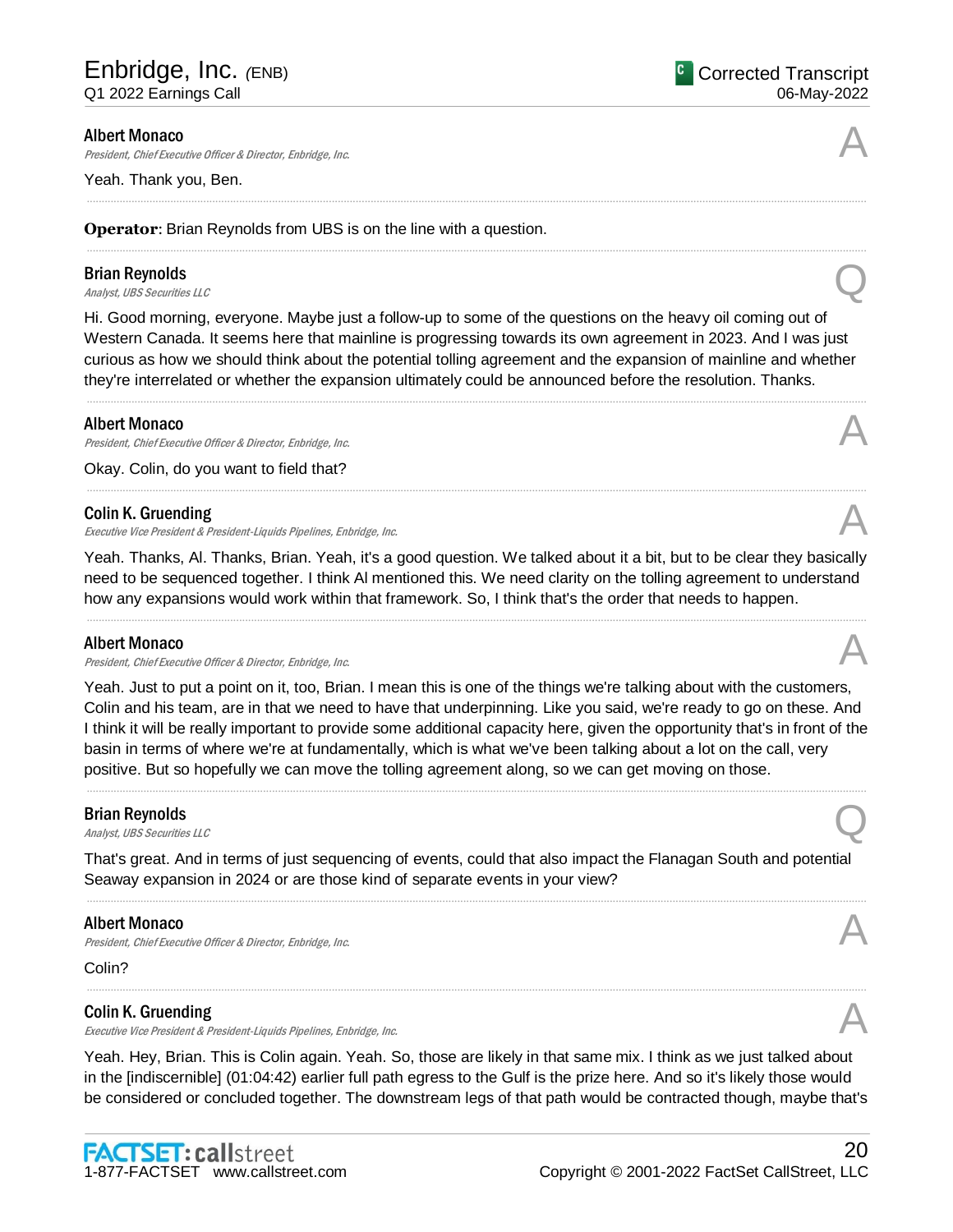**Albert Monaco**
*President, Chief Executive Officer & Director, Enbridge, Inc.*

A

Yeah. Thank you, Ben.

---

**Operator**: Brian Reynolds from UBS is on the line with a question.

---

**Brian Reynolds**
*Analyst, UBS Securities LLC*

Q

Hi. Good morning, everyone. Maybe just a follow-up to some of the questions on the heavy oil coming out of Western Canada. It seems here that mainline is progressing towards its own agreement in 2023. And I was just curious as how we should think about the potential tolling agreement and the expansion of mainline and whether they're interrelated or whether the expansion ultimately could be announced before the resolution. Thanks.

---

**Albert Monaco**
*President, Chief Executive Officer & Director, Enbridge, Inc.*

A

Okay. Colin, do you want to field that?

---

**Colin K. Gruending**
*Executive Vice President & President-Liquids Pipelines, Enbridge, Inc.*

A

Yeah. Thanks, Al. Thanks, Brian. Yeah, it's a good question. We talked about it a bit, but to be clear they basically need to be sequenced together. I think Al mentioned this. We need clarity on the tolling agreement to understand how any expansions would work within that framework. So, I think that's the order that needs to happen.

---

**Albert Monaco**
*President, Chief Executive Officer & Director, Enbridge, Inc.*

A

Yeah. Just to put a point on it, too, Brian. I mean this is one of the things we're talking about with the customers, Colin and his team, are in that we need to have that underpinning. Like you said, we're ready to go on these. And I think it will be really important to provide some additional capacity here, given the opportunity that's in front of the basin in terms of where we're at fundamentally, which is what we've been talking about a lot on the call, very positive. But so hopefully we can move the tolling agreement along, so we can get moving on those.

---

**Brian Reynolds**
*Analyst, UBS Securities LLC*

Q

That's great. And in terms of just sequencing of events, could that also impact the Flanagan South and potential Seaway expansion in 2024 or are those kind of separate events in your view?

---

**Albert Monaco**
*President, Chief Executive Officer & Director, Enbridge, Inc.*

A

Colin?

---

**Colin K. Gruending**
*Executive Vice President & President-Liquids Pipelines, Enbridge, Inc.*

A

Yeah. Hey, Brian. This is Colin again. Yeah. So, those are likely in that same mix. I think as we just talked about in the [indiscernible] (01:04:42) earlier full path egress to the Gulf is the prize here. And so it's likely those would be considered or concluded together. The downstream legs of that path would be contracted though, maybe that's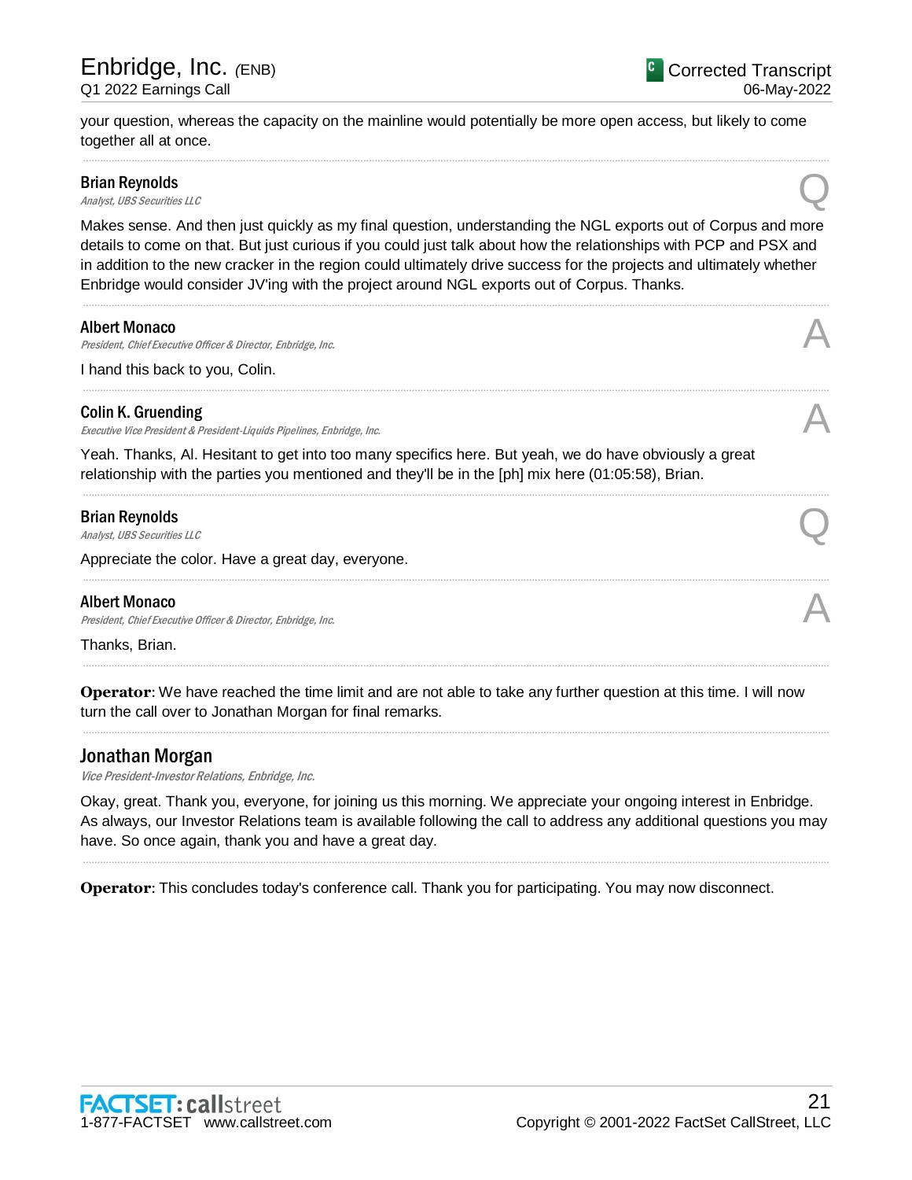your question, whereas the capacity on the mainline would potentially be more open access, but likely to come together all at once.

**Brian Reynolds**
*Analyst, UBS Securities LLC*

Q

Makes sense. And then just quickly as my final question, understanding the NGL exports out of Corpus and more details to come on that. But just curious if you could just talk about how the relationships with PCP and PSX and in addition to the new cracker in the region could ultimately drive success for the projects and ultimately whether Enbridge would consider JV'ing with the project around NGL exports out of Corpus. Thanks.

**Albert Monaco**
*President, Chief Executive Officer & Director, Enbridge, Inc.*

A

I hand this back to you, Colin.

**Colin K. Gruending**
*Executive Vice President & President-Liquids Pipelines, Enbridge, Inc.*

A

Yeah. Thanks, Al. Hesitant to get into too many specifics here. But yeah, we do have obviously a great relationship with the parties you mentioned and they'll be in the [ph] mix here (01:05:58), Brian.

**Brian Reynolds**
*Analyst, UBS Securities LLC*

Q

Appreciate the color. Have a great day, everyone.

**Albert Monaco**
*President, Chief Executive Officer & Director, Enbridge, Inc.*

A

Thanks, Brian.

**Operator**: We have reached the time limit and are not able to take any further question at this time. I will now turn the call over to Jonathan Morgan for final remarks.

## Jonathan Morgan

*Vice President-Investor Relations, Enbridge, Inc.*

Okay, great. Thank you, everyone, for joining us this morning. We appreciate your ongoing interest in Enbridge. As always, our Investor Relations team is available following the call to address any additional questions you may have. So once again, thank you and have a great day.

**Operator**: This concludes today's conference call. Thank you for participating. You may now disconnect.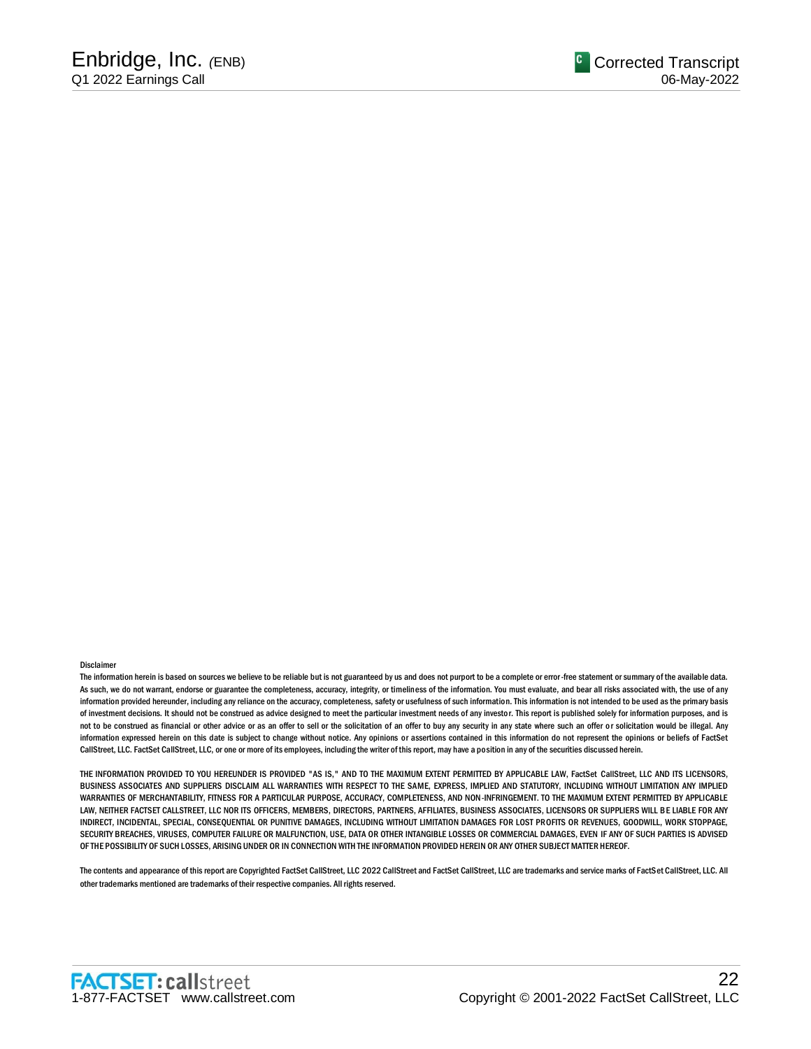Disclaimer

The information herein is based on sources we believe to be reliable but is not guaranteed by us and does not purport to be a complete or error-free statement or summary of the available data. As such, we do not warrant, endorse or guarantee the completeness, accuracy, integrity, or timeliness of the information. You must evaluate, and bear all risks associated with, the use of any information provided hereunder, including any reliance on the accuracy, completeness, safety or usefulness of such information. This information is not intended to be used as the primary basis of investment decisions. It should not be construed as advice designed to meet the particular investment needs of any investor. This report is published solely for information purposes, and is not to be construed as financial or other advice or as an offer to sell or the solicitation of an offer to buy any security in any state where such an offer or solicitation would be illegal. Any information expressed herein on this date is subject to change without notice. Any opinions or assertions contained in this information do not represent the opinions or beliefs of FactSet CallStreet, LLC. FactSet CallStreet, LLC, or one or more of its employees, including the writer of this report, may have a position in any of the securities discussed herein.

THE INFORMATION PROVIDED TO YOU HEREUNDER IS PROVIDED "AS IS," AND TO THE MAXIMUM EXTENT PERMITTED BY APPLICABLE LAW, FactSet CallStreet, LLC AND ITS LICENSORS, BUSINESS ASSOCIATES AND SUPPLIERS DISCLAIM ALL WARRANTIES WITH RESPECT TO THE SAME, EXPRESS, IMPLIED AND STATUTORY, INCLUDING WITHOUT LIMITATION ANY IMPLIED WARRANTIES OF MERCHANTABILITY, FITNESS FOR A PARTICULAR PURPOSE, ACCURACY, COMPLETENESS, AND NON-INFRINGEMENT. TO THE MAXIMUM EXTENT PERMITTED BY APPLICABLE LAW, NEITHER FACTSET CALLSTREET, LLC NOR ITS OFFICERS, MEMBERS, DIRECTORS, PARTNERS, AFFILIATES, BUSINESS ASSOCIATES, LICENSORS OR SUPPLIERS WILL BE LIABLE FOR ANY INDIRECT, INCIDENTAL, SPECIAL, CONSEQUENTIAL OR PUNITIVE DAMAGES, INCLUDING WITHOUT LIMITATION DAMAGES FOR LOST PROFITS OR REVENUES, GOODWILL, WORK STOPPAGE, SECURITY BREACHES, VIRUSES, COMPUTER FAILURE OR MALFUNCTION, USE, DATA OR OTHER INTANGIBLE LOSSES OR COMMERCIAL DAMAGES, EVEN IF ANY OF SUCH PARTIES IS ADVISED OF THE POSSIBILITY OF SUCH LOSSES, ARISING UNDER OR IN CONNECTION WITH THE INFORMATION PROVIDED HEREIN OR ANY OTHER SUBJECT MATTER HEREOF.

The contents and appearance of this report are Copyrighted FactSet CallStreet, LLC 2022 CallStreet and FactSet CallStreet, LLC are trademarks and service marks of FactSet CallStreet, LLC. All other trademarks mentioned are trademarks of their respective companies. All rights reserved.